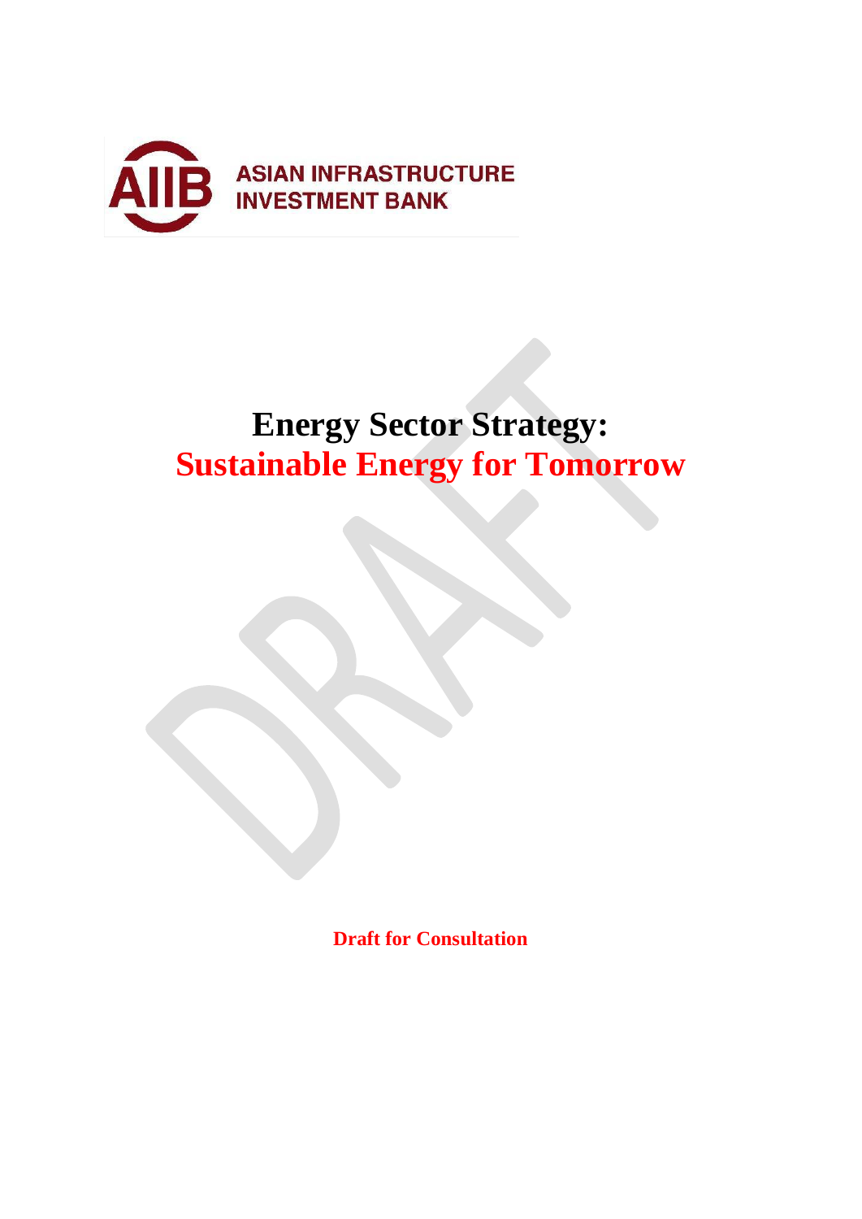ASIAN INFRASTRUCTURE INVESTMENT BANK

# Energy Sector Strategy: Sustainable Energy for Tomorrow

**Draft for Consultation**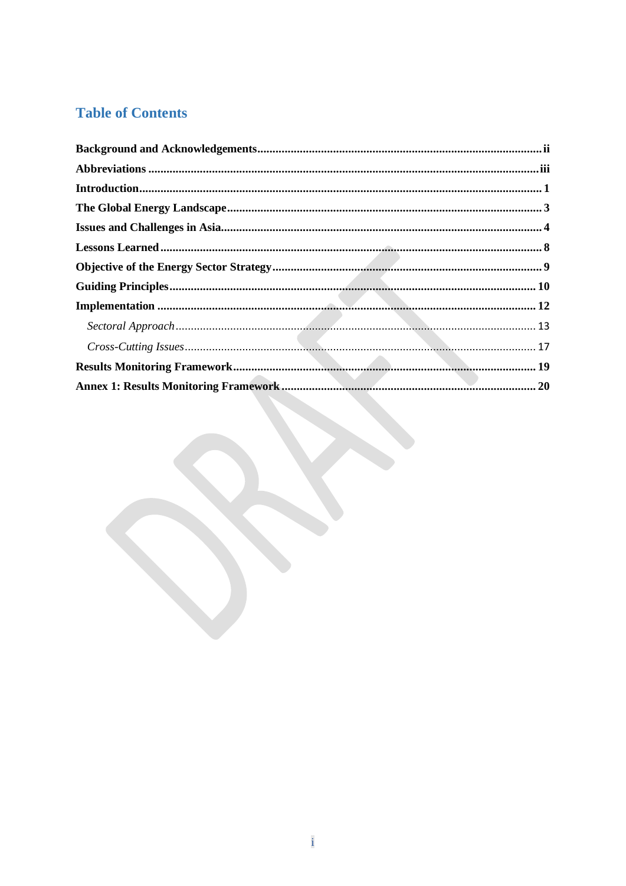## Table of Contents

**Background and Acknowledgements** ........ ii
**Abbreviations** ........ iii
**Introduction** ........ 1
**The Global Energy Landscape** ........ 3
**Issues and Challenges in Asia** ........ 4
**Lessons Learned** ........ 8
**Objective of the Energy Sector Strategy** ........ 9
**Guiding Principles** ........ 10
**Implementation** ........ 12
- *Sectoral Approach* ........ 13
- *Cross-Cutting Issues* ........ 17

**Results Monitoring Framework** ........ 19
**Annex 1: Results Monitoring Framework** ........ 20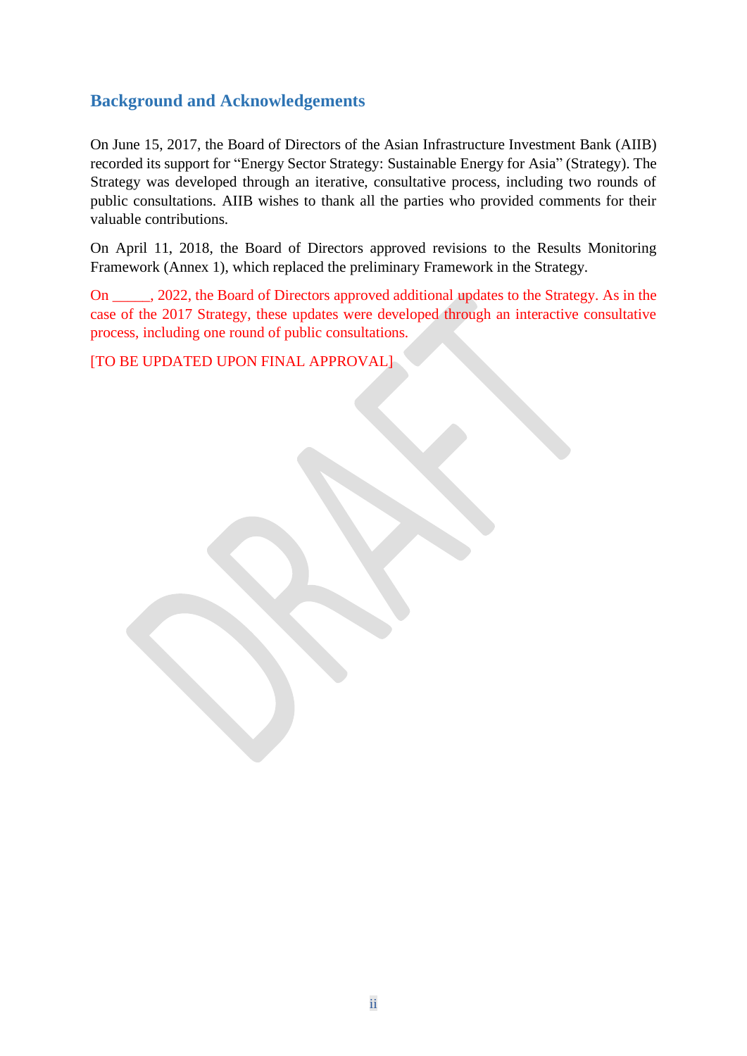## Background and Acknowledgements

On June 15, 2017, the Board of Directors of the Asian Infrastructure Investment Bank (AIIB) recorded its support for "Energy Sector Strategy: Sustainable Energy for Asia" (Strategy). The Strategy was developed through an iterative, consultative process, including two rounds of public consultations. AIIB wishes to thank all the parties who provided comments for their valuable contributions.

On April 11, 2018, the Board of Directors approved revisions to the Results Monitoring Framework (Annex 1), which replaced the preliminary Framework in the Strategy.

On _____, 2022, the Board of Directors approved additional updates to the Strategy. As in the case of the 2017 Strategy, these updates were developed through an interactive consultative process, including one round of public consultations.

[TO BE UPDATED UPON FINAL APPROVAL]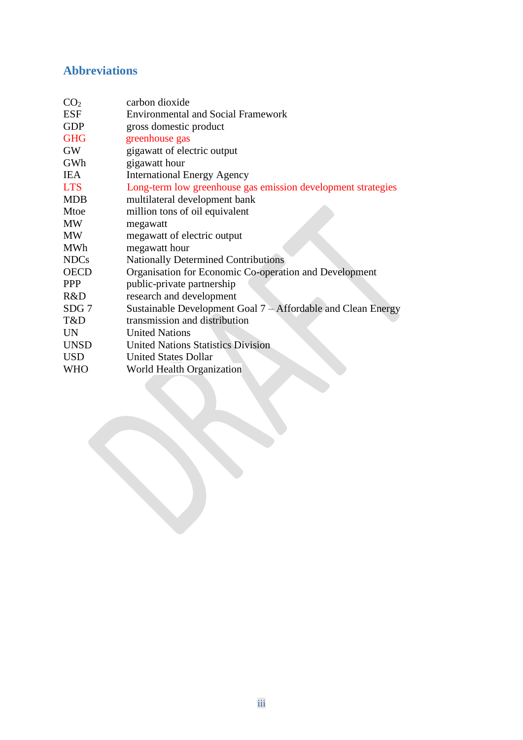## Abbreviations

| | |
|---|---|
| $CO_2$ | carbon dioxide |
| ESF | Environmental and Social Framework |
| GDP | gross domestic product |
| GHG | greenhouse gas |
| GW | gigawatt of electric output |
| GWh | gigawatt hour |
| IEA | International Energy Agency |
| LTS | Long-term low greenhouse gas emission development strategies |
| MDB | multilateral development bank |
| Mtoe | million tons of oil equivalent |
| MW | megawatt |
| MW | megawatt of electric output |
| MWh | megawatt hour |
| NDCs | Nationally Determined Contributions |
| OECD | Organisation for Economic Co-operation and Development |
| PPP | public-private partnership |
| R&D | research and development |
| SDG 7 | Sustainable Development Goal 7 – Affordable and Clean Energy |
| T&D | transmission and distribution |
| UN | United Nations |
| UNSD | United Nations Statistics Division |
| USD | United States Dollar |
| WHO | World Health Organization |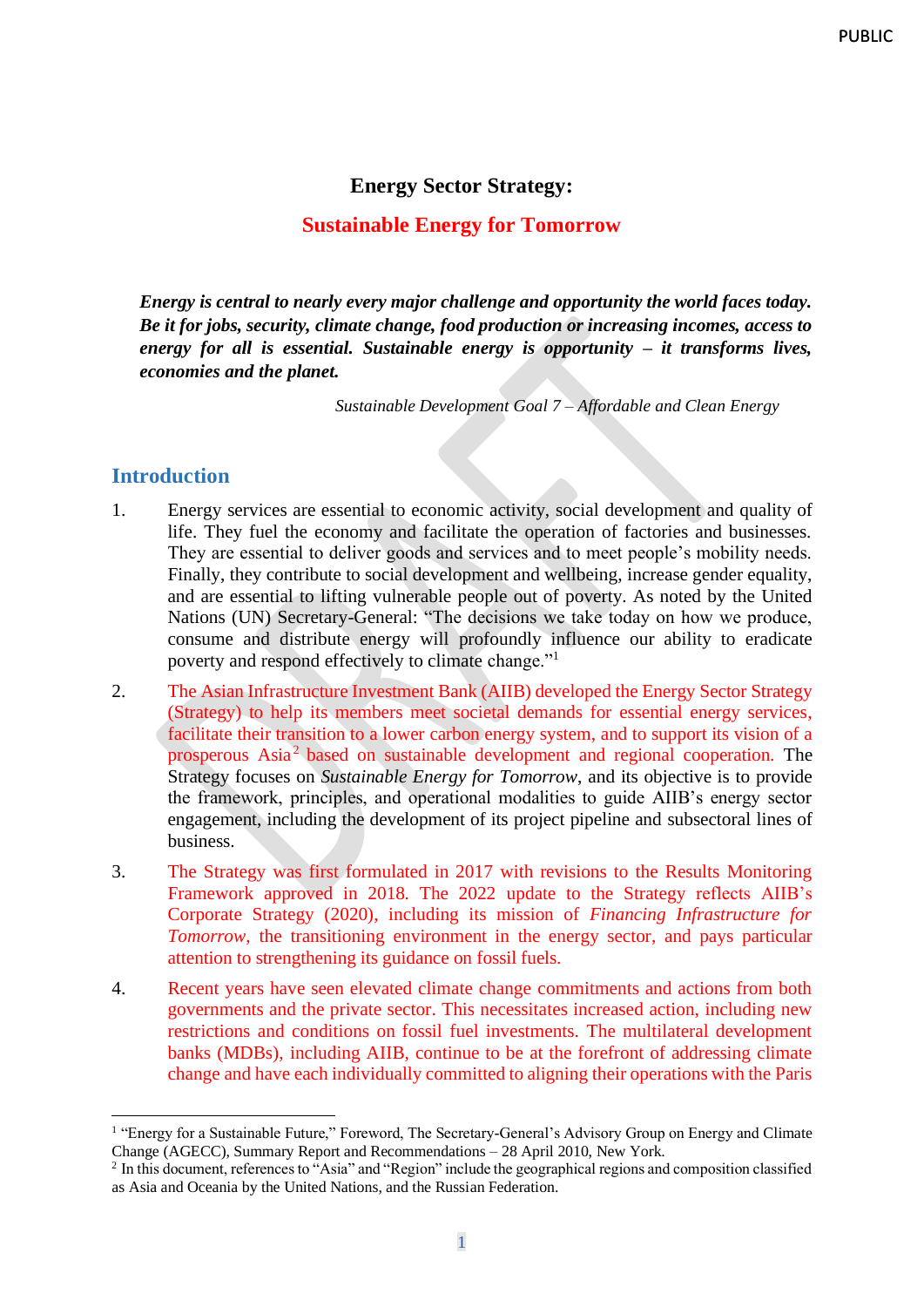# Energy Sector Strategy:

## Sustainable Energy for Tomorrow

***Energy is central to nearly every major challenge and opportunity the world faces today. Be it for jobs, security, climate change, food production or increasing incomes, access to energy for all is essential. Sustainable energy is opportunity – it transforms lives, economies and the planet.***

*Sustainable Development Goal 7 – Affordable and Clean Energy*

## Introduction

1. Energy services are essential to economic activity, social development and quality of life. They fuel the economy and facilitate the operation of factories and businesses. They are essential to deliver goods and services and to meet people's mobility needs. Finally, they contribute to social development and wellbeing, increase gender equality, and are essential to lifting vulnerable people out of poverty. As noted by the United Nations (UN) Secretary-General: "The decisions we take today on how we produce, consume and distribute energy will profoundly influence our ability to eradicate poverty and respond effectively to climate change."[1]

2. The Asian Infrastructure Investment Bank (AIIB) developed the Energy Sector Strategy (Strategy) to help its members meet societal demands for essential energy services, facilitate their transition to a lower carbon energy system, and to support its vision of a prosperous Asia[2] based on sustainable development and regional cooperation. The Strategy focuses on *Sustainable Energy for Tomorrow*, and its objective is to provide the framework, principles, and operational modalities to guide AIIB's energy sector engagement, including the development of its project pipeline and subsectoral lines of business.

3. The Strategy was first formulated in 2017 with revisions to the Results Monitoring Framework approved in 2018. The 2022 update to the Strategy reflects AIIB's Corporate Strategy (2020), including its mission of *Financing Infrastructure for Tomorrow*, the transitioning environment in the energy sector, and pays particular attention to strengthening its guidance on fossil fuels.

4. Recent years have seen elevated climate change commitments and actions from both governments and the private sector. This necessitates increased action, including new restrictions and conditions on fossil fuel investments. The multilateral development banks (MDBs), including AIIB, continue to be at the forefront of addressing climate change and have each individually committed to aligning their operations with the Paris

---

[1] "Energy for a Sustainable Future," Foreword, The Secretary-General's Advisory Group on Energy and Climate Change (AGECC), Summary Report and Recommendations – 28 April 2010, New York.

[2] In this document, references to "Asia" and "Region" include the geographical regions and composition classified as Asia and Oceania by the United Nations, and the Russian Federation.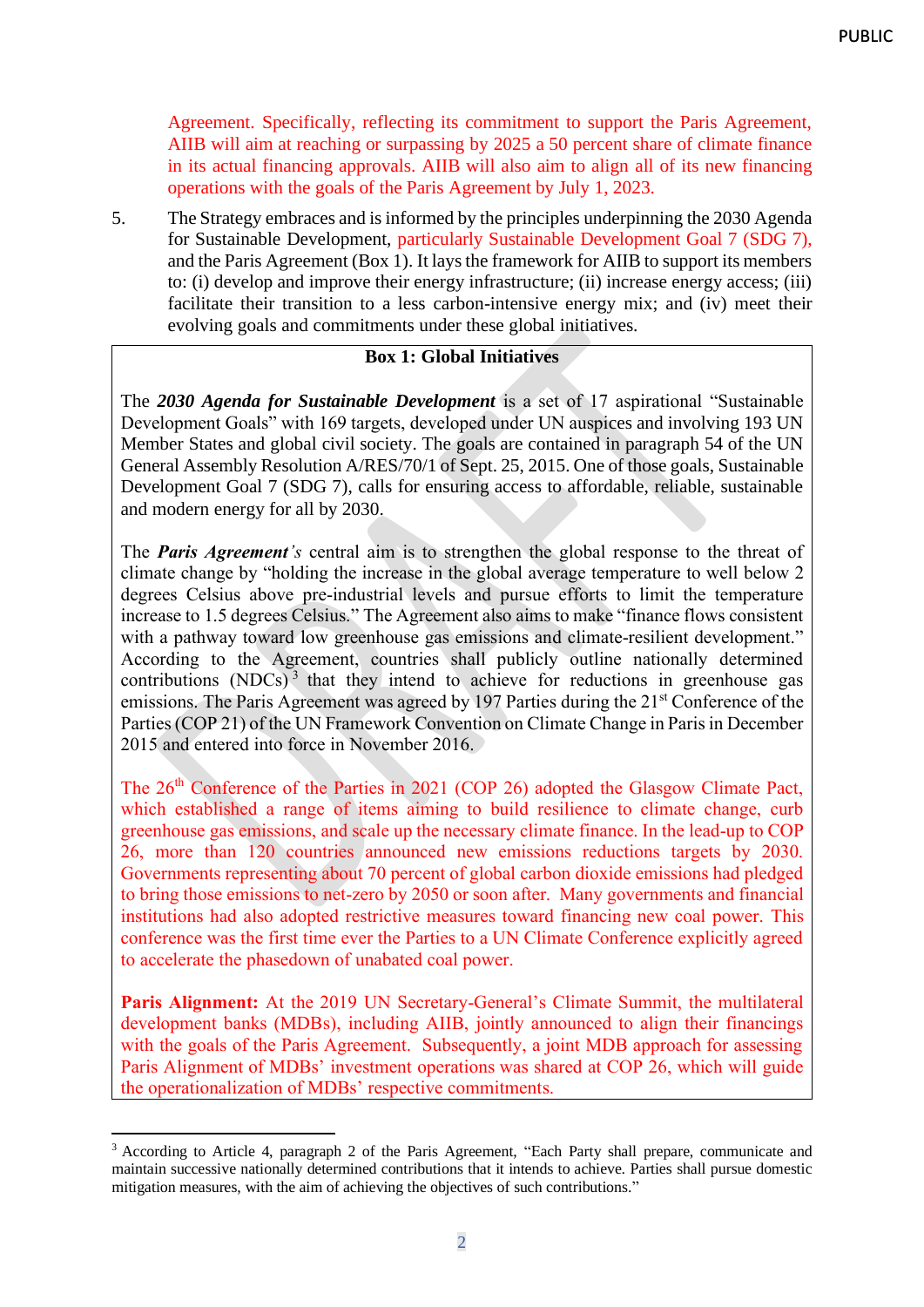Agreement. Specifically, reflecting its commitment to support the Paris Agreement, AIIB will aim at reaching or surpassing by 2025 a 50 percent share of climate finance in its actual financing approvals. AIIB will also aim to align all of its new financing operations with the goals of the Paris Agreement by July 1, 2023.

5. The Strategy embraces and is informed by the principles underpinning the 2030 Agenda for Sustainable Development, particularly Sustainable Development Goal 7 (SDG 7), and the Paris Agreement (Box 1). It lays the framework for AIIB to support its members to: (i) develop and improve their energy infrastructure; (ii) increase energy access; (iii) facilitate their transition to a less carbon-intensive energy mix; and (iv) meet their evolving goals and commitments under these global initiatives.

**Box 1: Global Initiatives**

The ***2030 Agenda for Sustainable Development*** is a set of 17 aspirational "Sustainable Development Goals" with 169 targets, developed under UN auspices and involving 193 UN Member States and global civil society. The goals are contained in paragraph 54 of the UN General Assembly Resolution A/RES/70/1 of Sept. 25, 2015. One of those goals, Sustainable Development Goal 7 (SDG 7), calls for ensuring access to affordable, reliable, sustainable and modern energy for all by 2030.

The ***Paris Agreement**'s* central aim is to strengthen the global response to the threat of climate change by "holding the increase in the global average temperature to well below 2 degrees Celsius above pre-industrial levels and pursue efforts to limit the temperature increase to 1.5 degrees Celsius." The Agreement also aims to make "finance flows consistent with a pathway toward low greenhouse gas emissions and climate-resilient development." According to the Agreement, countries shall publicly outline nationally determined contributions (NDCs)[3] that they intend to achieve for reductions in greenhouse gas emissions. The Paris Agreement was agreed by 197 Parties during the 21st Conference of the Parties (COP 21) of the UN Framework Convention on Climate Change in Paris in December 2015 and entered into force in November 2016.

The 26th Conference of the Parties in 2021 (COP 26) adopted the Glasgow Climate Pact, which established a range of items aiming to build resilience to climate change, curb greenhouse gas emissions, and scale up the necessary climate finance. In the lead-up to COP 26, more than 120 countries announced new emissions reductions targets by 2030. Governments representing about 70 percent of global carbon dioxide emissions had pledged to bring those emissions to net-zero by 2050 or soon after. Many governments and financial institutions had also adopted restrictive measures toward financing new coal power. This conference was the first time ever the Parties to a UN Climate Conference explicitly agreed to accelerate the phasedown of unabated coal power.

**Paris Alignment:** At the 2019 UN Secretary-General's Climate Summit, the multilateral development banks (MDBs), including AIIB, jointly announced to align their financings with the goals of the Paris Agreement. Subsequently, a joint MDB approach for assessing Paris Alignment of MDBs' investment operations was shared at COP 26, which will guide the operationalization of MDBs' respective commitments.

---

[3] According to Article 4, paragraph 2 of the Paris Agreement, "Each Party shall prepare, communicate and maintain successive nationally determined contributions that it intends to achieve. Parties shall pursue domestic mitigation measures, with the aim of achieving the objectives of such contributions."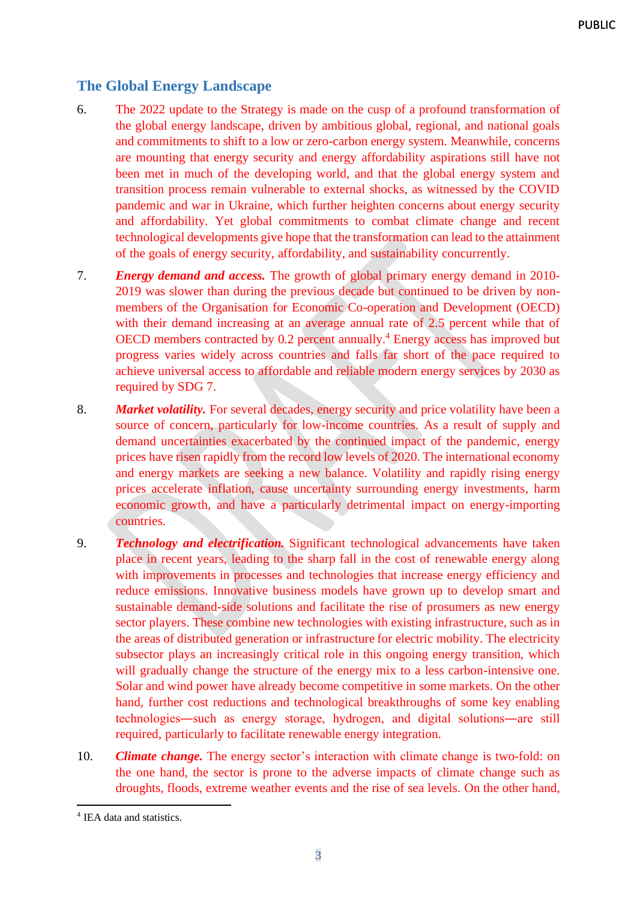## The Global Energy Landscape

6. The 2022 update to the Strategy is made on the cusp of a profound transformation of the global energy landscape, driven by ambitious global, regional, and national goals and commitments to shift to a low or zero-carbon energy system. Meanwhile, concerns are mounting that energy security and energy affordability aspirations still have not been met in much of the developing world, and that the global energy system and transition process remain vulnerable to external shocks, as witnessed by the COVID pandemic and war in Ukraine, which further heighten concerns about energy security and affordability. Yet global commitments to combat climate change and recent technological developments give hope that the transformation can lead to the attainment of the goals of energy security, affordability, and sustainability concurrently.

7. ***Energy demand and access.*** The growth of global primary energy demand in 2010-2019 was slower than during the previous decade but continued to be driven by non-members of the Organisation for Economic Co-operation and Development (OECD) with their demand increasing at an average annual rate of 2.5 percent while that of OECD members contracted by 0.2 percent annually.[4] Energy access has improved but progress varies widely across countries and falls far short of the pace required to achieve universal access to affordable and reliable modern energy services by 2030 as required by SDG 7.

8. ***Market volatility.*** For several decades, energy security and price volatility have been a source of concern, particularly for low-income countries. As a result of supply and demand uncertainties exacerbated by the continued impact of the pandemic, energy prices have risen rapidly from the record low levels of 2020. The international economy and energy markets are seeking a new balance. Volatility and rapidly rising energy prices accelerate inflation, cause uncertainty surrounding energy investments, harm economic growth, and have a particularly detrimental impact on energy-importing countries.

9. ***Technology and electrification.*** Significant technological advancements have taken place in recent years, leading to the sharp fall in the cost of renewable energy along with improvements in processes and technologies that increase energy efficiency and reduce emissions. Innovative business models have grown up to develop smart and sustainable demand-side solutions and facilitate the rise of prosumers as new energy sector players. These combine new technologies with existing infrastructure, such as in the areas of distributed generation or infrastructure for electric mobility. The electricity subsector plays an increasingly critical role in this ongoing energy transition, which will gradually change the structure of the energy mix to a less carbon-intensive one. Solar and wind power have already become competitive in some markets. On the other hand, further cost reductions and technological breakthroughs of some key enabling technologies—such as energy storage, hydrogen, and digital solutions—are still required, particularly to facilitate renewable energy integration.

10. ***Climate change.*** The energy sector's interaction with climate change is two-fold: on the one hand, the sector is prone to the adverse impacts of climate change such as droughts, floods, extreme weather events and the rise of sea levels. On the other hand,

---

[4] IEA data and statistics.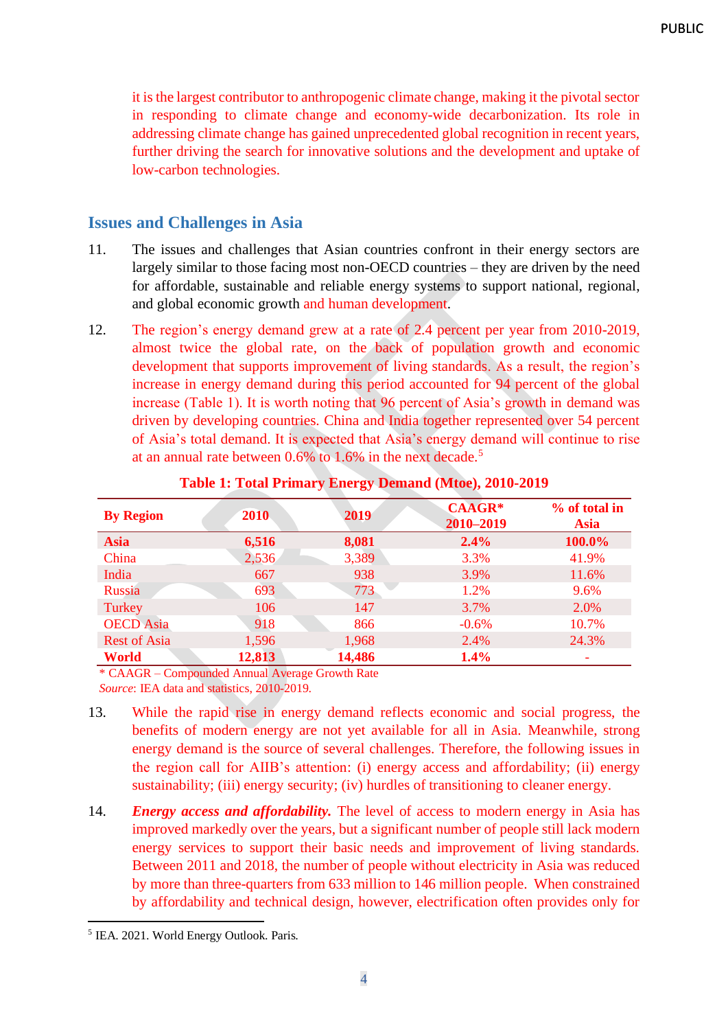it is the largest contributor to anthropogenic climate change, making it the pivotal sector in responding to climate change and economy-wide decarbonization. Its role in addressing climate change has gained unprecedented global recognition in recent years, further driving the search for innovative solutions and the development and uptake of low-carbon technologies.

## Issues and Challenges in Asia

11. The issues and challenges that Asian countries confront in their energy sectors are largely similar to those facing most non-OECD countries – they are driven by the need for affordable, sustainable and reliable energy systems to support national, regional, and global economic growth and human development.

12. The region's energy demand grew at a rate of 2.4 percent per year from 2010-2019, almost twice the global rate, on the back of population growth and economic development that supports improvement of living standards. As a result, the region's increase in energy demand during this period accounted for 94 percent of the global increase (Table 1). It is worth noting that 96 percent of Asia's growth in demand was driven by developing countries. China and India together represented over 54 percent of Asia's total demand. It is expected that Asia's energy demand will continue to rise at an annual rate between 0.6% to 1.6% in the next decade.[5]

**Table 1: Total Primary Energy Demand (Mtoe), 2010-2019**

| By Region | 2010 | 2019 | CAAGR* 2010–2019 | % of total in Asia |
|---|---|---|---|---|
| **Asia** | **6,516** | **8,081** | **2.4%** | **100.0%** |
| China | 2,536 | 3,389 | 3.3% | 41.9% |
| India | 667 | 938 | 3.9% | 11.6% |
| Russia | 693 | 773 | 1.2% | 9.6% |
| Turkey | 106 | 147 | 3.7% | 2.0% |
| OECD Asia | 918 | 866 | -0.6% | 10.7% |
| Rest of Asia | 1,596 | 1,968 | 2.4% | 24.3% |
| **World** | **12,813** | **14,486** | **1.4%** | - |

* CAAGR – Compounded Annual Average Growth Rate
*Source*: IEA data and statistics, 2010-2019.

13. While the rapid rise in energy demand reflects economic and social progress, the benefits of modern energy are not yet available for all in Asia. Meanwhile, strong energy demand is the source of several challenges. Therefore, the following issues in the region call for AIIB's attention: (i) energy access and affordability; (ii) energy sustainability; (iii) energy security; (iv) hurdles of transitioning to cleaner energy.

14. ***Energy access and affordability.*** The level of access to modern energy in Asia has improved markedly over the years, but a significant number of people still lack modern energy services to support their basic needs and improvement of living standards. Between 2011 and 2018, the number of people without electricity in Asia was reduced by more than three-quarters from 633 million to 146 million people. When constrained by affordability and technical design, however, electrification often provides only for

[5] IEA. 2021. World Energy Outlook. Paris.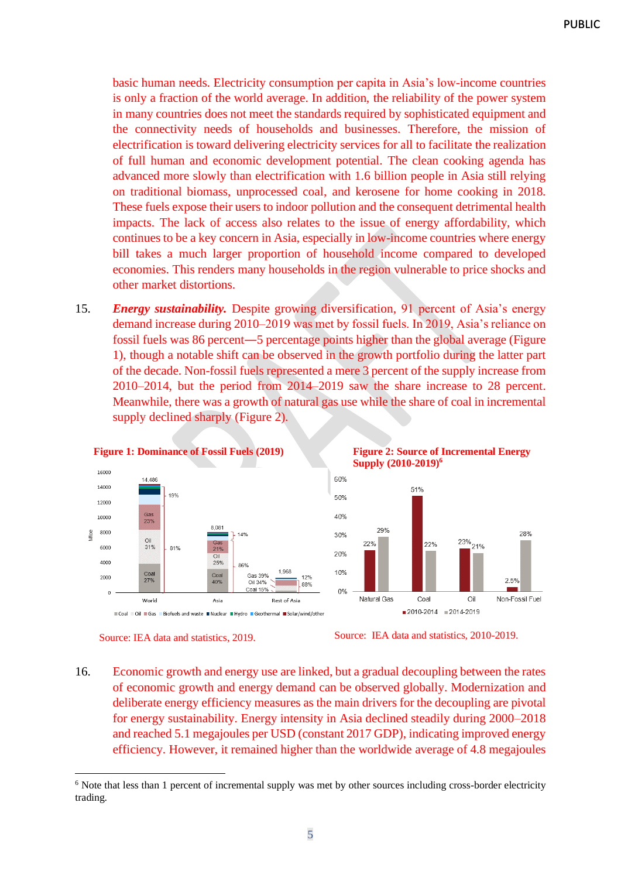basic human needs. Electricity consumption per capita in Asia's low-income countries is only a fraction of the world average. In addition, the reliability of the power system in many countries does not meet the standards required by sophisticated equipment and the connectivity needs of households and businesses. Therefore, the mission of electrification is toward delivering electricity services for all to facilitate the realization of full human and economic development potential. The clean cooking agenda has advanced more slowly than electrification with 1.6 billion people in Asia still relying on traditional biomass, unprocessed coal, and kerosene for home cooking in 2018. These fuels expose their users to indoor pollution and the consequent detrimental health impacts. The lack of access also relates to the issue of energy affordability, which continues to be a key concern in Asia, especially in low-income countries where energy bill takes a much larger proportion of household income compared to developed economies. This renders many households in the region vulnerable to price shocks and other market distortions.

15. ***Energy sustainability.*** Despite growing diversification, 91 percent of Asia's energy demand increase during 2010–2019 was met by fossil fuels. In 2019, Asia's reliance on fossil fuels was 86 percent—5 percentage points higher than the global average (Figure 1), though a notable shift can be observed in the growth portfolio during the latter part of the decade. Non-fossil fuels represented a mere 3 percent of the supply increase from 2010–2014, but the period from 2014–2019 saw the share increase to 28 percent. Meanwhile, there was a growth of natural gas use while the share of coal in incremental supply declined sharply (Figure 2).

**Figure 1: Dominance of Fossil Fuels (2019)**

Source: IEA data and statistics, 2019.

**Figure 2: Source of Incremental Energy Supply (2010-2019)**[6]

Source: IEA data and statistics, 2010-2019.

16. Economic growth and energy use are linked, but a gradual decoupling between the rates of economic growth and energy demand can be observed globally. Modernization and deliberate energy efficiency measures as the main drivers for the decoupling are pivotal for energy sustainability. Energy intensity in Asia declined steadily during 2000–2018 and reached 5.1 megajoules per USD (constant 2017 GDP), indicating improved energy efficiency. However, it remained higher than the worldwide average of 4.8 megajoules

[6] Note that less than 1 percent of incremental supply was met by other sources including cross-border electricity trading.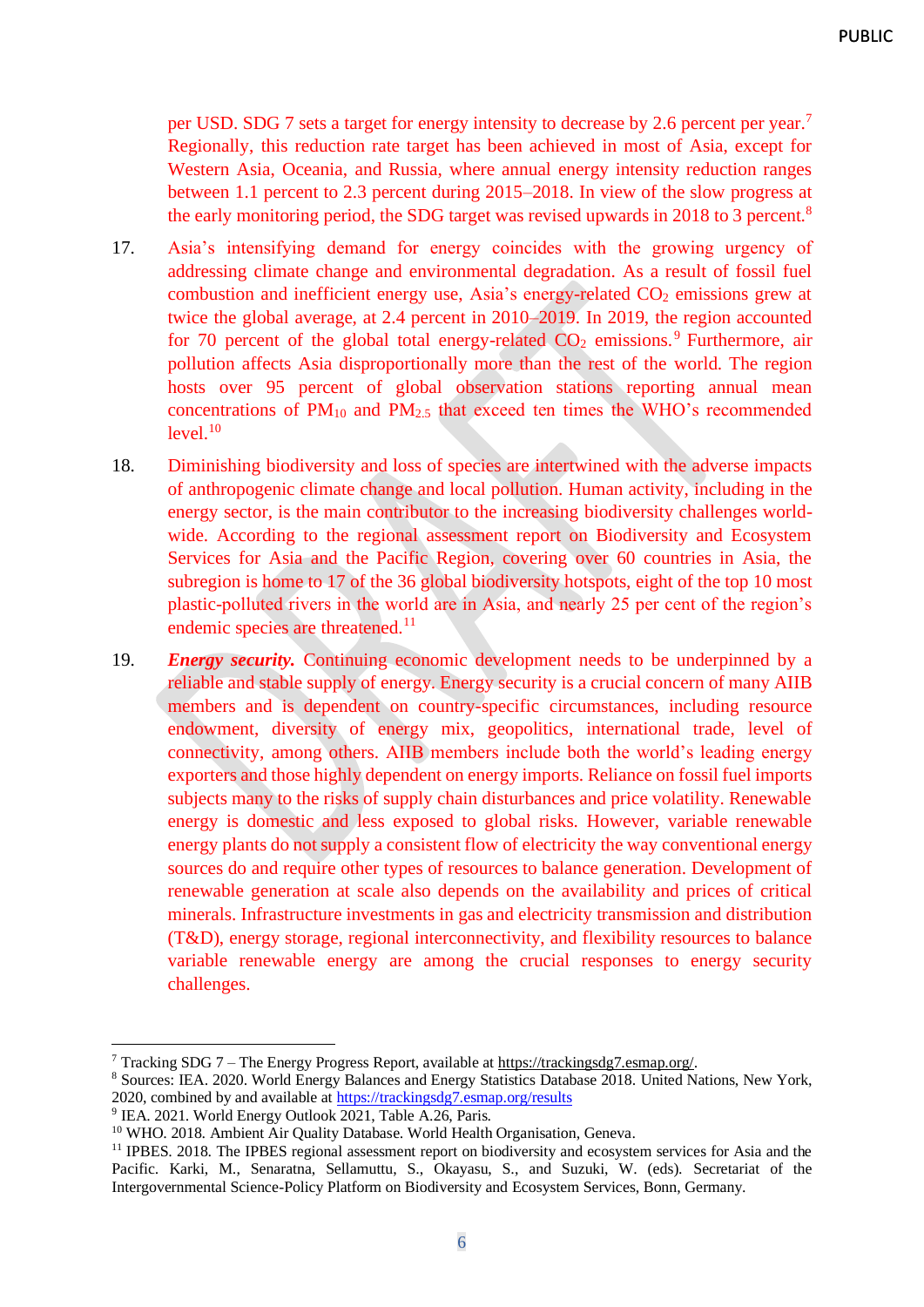per USD. SDG 7 sets a target for energy intensity to decrease by 2.6 percent per year.[7] Regionally, this reduction rate target has been achieved in most of Asia, except for Western Asia, Oceania, and Russia, where annual energy intensity reduction ranges between 1.1 percent to 2.3 percent during 2015–2018. In view of the slow progress at the early monitoring period, the SDG target was revised upwards in 2018 to 3 percent.[8]

17. Asia's intensifying demand for energy coincides with the growing urgency of addressing climate change and environmental degradation. As a result of fossil fuel combustion and inefficient energy use, Asia's energy-related $CO_2$ emissions grew at twice the global average, at 2.4 percent in 2010–2019. In 2019, the region accounted for 70 percent of the global total energy-related $CO_2$ emissions.[9] Furthermore, air pollution affects Asia disproportionally more than the rest of the world. The region hosts over 95 percent of global observation stations reporting annual mean concentrations of $PM_{10}$ and $PM_{2.5}$ that exceed ten times the WHO's recommended level.[10]

18. Diminishing biodiversity and loss of species are intertwined with the adverse impacts of anthropogenic climate change and local pollution. Human activity, including in the energy sector, is the main contributor to the increasing biodiversity challenges world-wide. According to the regional assessment report on Biodiversity and Ecosystem Services for Asia and the Pacific Region, covering over 60 countries in Asia, the subregion is home to 17 of the 36 global biodiversity hotspots, eight of the top 10 most plastic-polluted rivers in the world are in Asia, and nearly 25 per cent of the region's endemic species are threatened.[11]

19. ***Energy security.*** Continuing economic development needs to be underpinned by a reliable and stable supply of energy. Energy security is a crucial concern of many AIIB members and is dependent on country-specific circumstances, including resource endowment, diversity of energy mix, geopolitics, international trade, level of connectivity, among others. AIIB members include both the world's leading energy exporters and those highly dependent on energy imports. Reliance on fossil fuel imports subjects many to the risks of supply chain disturbances and price volatility. Renewable energy is domestic and less exposed to global risks. However, variable renewable energy plants do not supply a consistent flow of electricity the way conventional energy sources do and require other types of resources to balance generation. Development of renewable generation at scale also depends on the availability and prices of critical minerals. Infrastructure investments in gas and electricity transmission and distribution (T&D), energy storage, regional interconnectivity, and flexibility resources to balance variable renewable energy are among the crucial responses to energy security challenges.

---

[7] Tracking SDG 7 – The Energy Progress Report, available at https://trackingsdg7.esmap.org/.

[8] Sources: IEA. 2020. World Energy Balances and Energy Statistics Database 2018. United Nations, New York, 2020, combined by and available at https://trackingsdg7.esmap.org/results

[9] IEA. 2021. World Energy Outlook 2021, Table A.26, Paris.

[10] WHO. 2018. Ambient Air Quality Database. World Health Organisation, Geneva.

[11] IPBES. 2018. The IPBES regional assessment report on biodiversity and ecosystem services for Asia and the Pacific. Karki, M., Senaratna, Sellamuttu, S., Okayasu, S., and Suzuki, W. (eds). Secretariat of the Intergovernmental Science-Policy Platform on Biodiversity and Ecosystem Services, Bonn, Germany.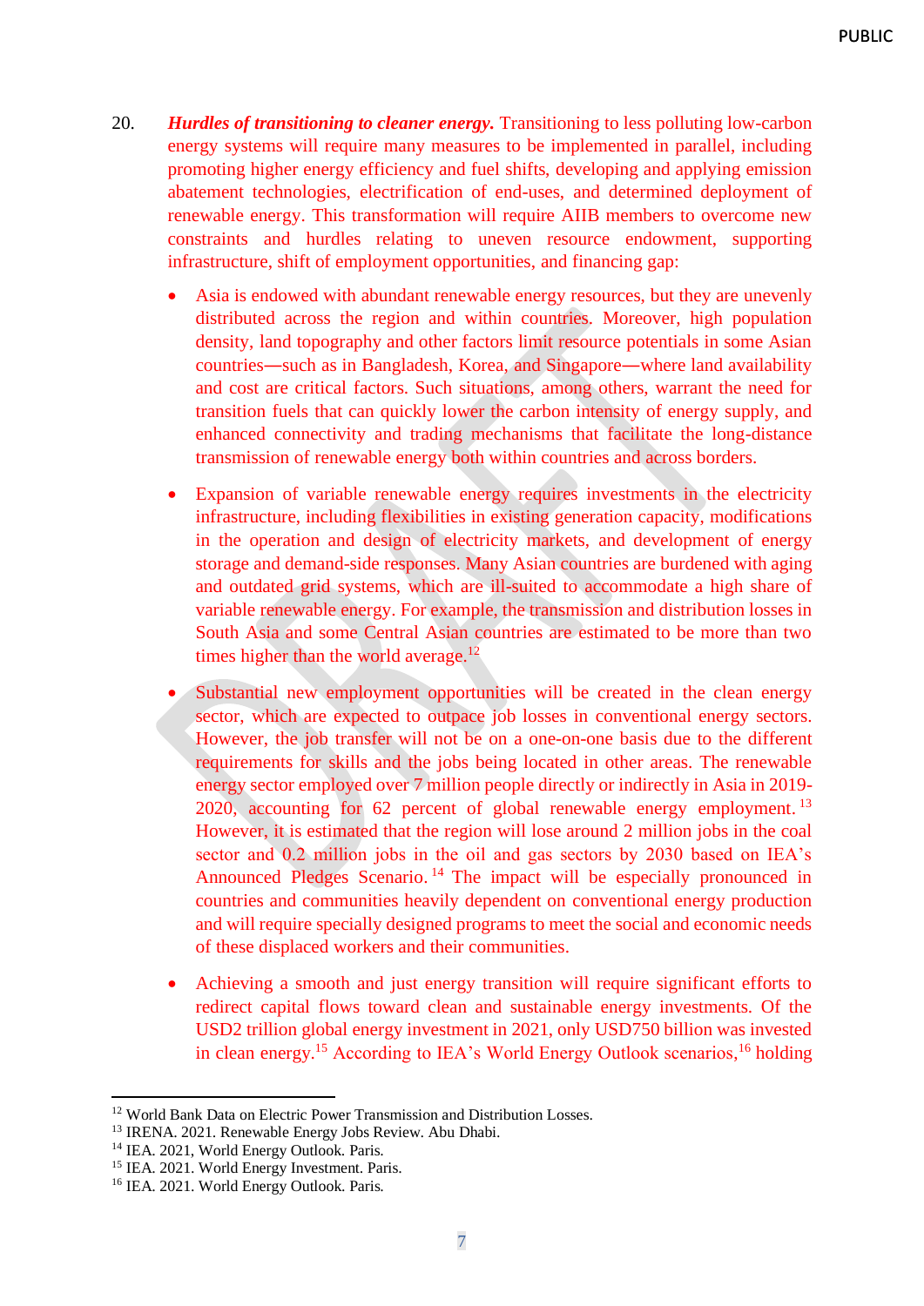20. ***Hurdles of transitioning to cleaner energy.*** Transitioning to less polluting low-carbon energy systems will require many measures to be implemented in parallel, including promoting higher energy efficiency and fuel shifts, developing and applying emission abatement technologies, electrification of end-uses, and determined deployment of renewable energy. This transformation will require AIIB members to overcome new constraints and hurdles relating to uneven resource endowment, supporting infrastructure, shift of employment opportunities, and financing gap:

- Asia is endowed with abundant renewable energy resources, but they are unevenly distributed across the region and within countries. Moreover, high population density, land topography and other factors limit resource potentials in some Asian countries—such as in Bangladesh, Korea, and Singapore—where land availability and cost are critical factors. Such situations, among others, warrant the need for transition fuels that can quickly lower the carbon intensity of energy supply, and enhanced connectivity and trading mechanisms that facilitate the long-distance transmission of renewable energy both within countries and across borders.

- Expansion of variable renewable energy requires investments in the electricity infrastructure, including flexibilities in existing generation capacity, modifications in the operation and design of electricity markets, and development of energy storage and demand-side responses. Many Asian countries are burdened with aging and outdated grid systems, which are ill-suited to accommodate a high share of variable renewable energy. For example, the transmission and distribution losses in South Asia and some Central Asian countries are estimated to be more than two times higher than the world average.[12]

- Substantial new employment opportunities will be created in the clean energy sector, which are expected to outpace job losses in conventional energy sectors. However, the job transfer will not be on a one-on-one basis due to the different requirements for skills and the jobs being located in other areas. The renewable energy sector employed over 7 million people directly or indirectly in Asia in 2019-2020, accounting for 62 percent of global renewable energy employment.[13] However, it is estimated that the region will lose around 2 million jobs in the coal sector and 0.2 million jobs in the oil and gas sectors by 2030 based on IEA's Announced Pledges Scenario.[14] The impact will be especially pronounced in countries and communities heavily dependent on conventional energy production and will require specially designed programs to meet the social and economic needs of these displaced workers and their communities.

- Achieving a smooth and just energy transition will require significant efforts to redirect capital flows toward clean and sustainable energy investments. Of the USD2 trillion global energy investment in 2021, only USD750 billion was invested in clean energy.[15] According to IEA's World Energy Outlook scenarios,[16] holding

---

[12] World Bank Data on Electric Power Transmission and Distribution Losses.
[13] IRENA. 2021. Renewable Energy Jobs Review. Abu Dhabi.
[14] IEA. 2021, World Energy Outlook. Paris.
[15] IEA. 2021. World Energy Investment. Paris.
[16] IEA. 2021. World Energy Outlook. Paris.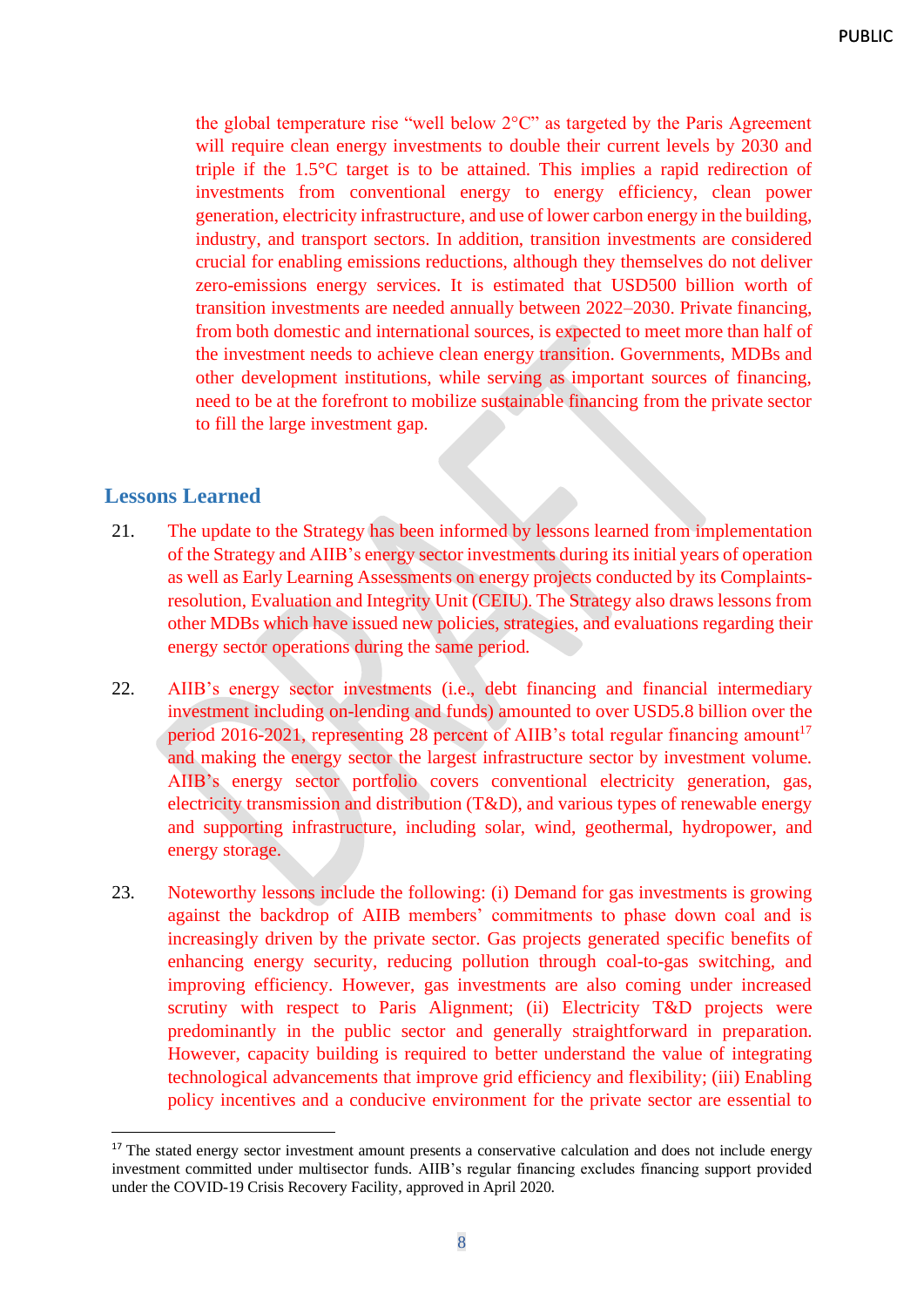the global temperature rise "well below 2°C" as targeted by the Paris Agreement will require clean energy investments to double their current levels by 2030 and triple if the 1.5°C target is to be attained. This implies a rapid redirection of investments from conventional energy to energy efficiency, clean power generation, electricity infrastructure, and use of lower carbon energy in the building, industry, and transport sectors. In addition, transition investments are considered crucial for enabling emissions reductions, although they themselves do not deliver zero-emissions energy services. It is estimated that USD500 billion worth of transition investments are needed annually between 2022–2030. Private financing, from both domestic and international sources, is expected to meet more than half of the investment needs to achieve clean energy transition. Governments, MDBs and other development institutions, while serving as important sources of financing, need to be at the forefront to mobilize sustainable financing from the private sector to fill the large investment gap.

## Lessons Learned

21. The update to the Strategy has been informed by lessons learned from implementation of the Strategy and AIIB's energy sector investments during its initial years of operation as well as Early Learning Assessments on energy projects conducted by its Complaints-resolution, Evaluation and Integrity Unit (CEIU). The Strategy also draws lessons from other MDBs which have issued new policies, strategies, and evaluations regarding their energy sector operations during the same period.

22. AIIB's energy sector investments (i.e., debt financing and financial intermediary investment including on-lending and funds) amounted to over USD5.8 billion over the period 2016-2021, representing 28 percent of AIIB's total regular financing amount[17] and making the energy sector the largest infrastructure sector by investment volume. AIIB's energy sector portfolio covers conventional electricity generation, gas, electricity transmission and distribution (T&D), and various types of renewable energy and supporting infrastructure, including solar, wind, geothermal, hydropower, and energy storage.

23. Noteworthy lessons include the following: (i) Demand for gas investments is growing against the backdrop of AIIB members' commitments to phase down coal and is increasingly driven by the private sector. Gas projects generated specific benefits of enhancing energy security, reducing pollution through coal-to-gas switching, and improving efficiency. However, gas investments are also coming under increased scrutiny with respect to Paris Alignment; (ii) Electricity T&D projects were predominantly in the public sector and generally straightforward in preparation. However, capacity building is required to better understand the value of integrating technological advancements that improve grid efficiency and flexibility; (iii) Enabling policy incentives and a conducive environment for the private sector are essential to

[17] The stated energy sector investment amount presents a conservative calculation and does not include energy investment committed under multisector funds. AIIB's regular financing excludes financing support provided under the COVID-19 Crisis Recovery Facility, approved in April 2020.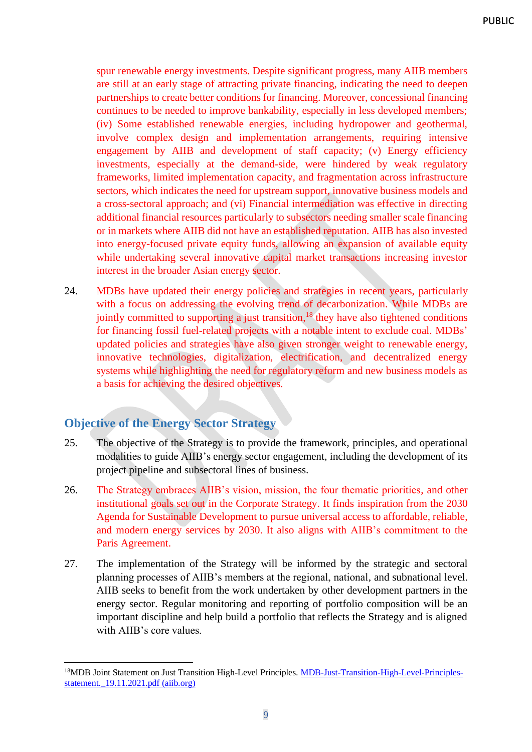spur renewable energy investments. Despite significant progress, many AIIB members are still at an early stage of attracting private financing, indicating the need to deepen partnerships to create better conditions for financing. Moreover, concessional financing continues to be needed to improve bankability, especially in less developed members; (iv) Some established renewable energies, including hydropower and geothermal, involve complex design and implementation arrangements, requiring intensive engagement by AIIB and development of staff capacity; (v) Energy efficiency investments, especially at the demand-side, were hindered by weak regulatory frameworks, limited implementation capacity, and fragmentation across infrastructure sectors, which indicates the need for upstream support, innovative business models and a cross-sectoral approach; and (vi) Financial intermediation was effective in directing additional financial resources particularly to subsectors needing smaller scale financing or in markets where AIIB did not have an established reputation. AIIB has also invested into energy-focused private equity funds, allowing an expansion of available equity while undertaking several innovative capital market transactions increasing investor interest in the broader Asian energy sector.

24. MDBs have updated their energy policies and strategies in recent years, particularly with a focus on addressing the evolving trend of decarbonization. While MDBs are jointly committed to supporting a just transition,[18] they have also tightened conditions for financing fossil fuel-related projects with a notable intent to exclude coal. MDBs' updated policies and strategies have also given stronger weight to renewable energy, innovative technologies, digitalization, electrification, and decentralized energy systems while highlighting the need for regulatory reform and new business models as a basis for achieving the desired objectives.

## Objective of the Energy Sector Strategy

25. The objective of the Strategy is to provide the framework, principles, and operational modalities to guide AIIB's energy sector engagement, including the development of its project pipeline and subsectoral lines of business.

26. The Strategy embraces AIIB's vision, mission, the four thematic priorities, and other institutional goals set out in the Corporate Strategy. It finds inspiration from the 2030 Agenda for Sustainable Development to pursue universal access to affordable, reliable, and modern energy services by 2030. It also aligns with AIIB's commitment to the Paris Agreement.

27. The implementation of the Strategy will be informed by the strategic and sectoral planning processes of AIIB's members at the regional, national, and subnational level. AIIB seeks to benefit from the work undertaken by other development partners in the energy sector. Regular monitoring and reporting of portfolio composition will be an important discipline and help build a portfolio that reflects the Strategy and is aligned with AIIB's core values.

---

[18] MDB Joint Statement on Just Transition High-Level Principles. [MDB-Just-Transition-High-Level-Principles-statement._19.11.2021.pdf (aiib.org)](MDB-Just-Transition-High-Level-Principles-statement._19.11.2021.pdf)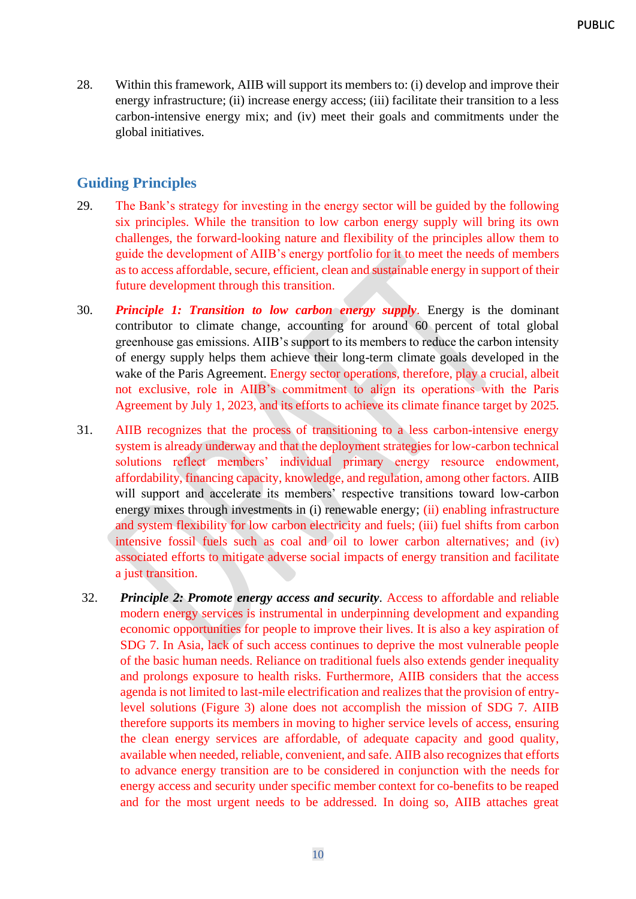28. Within this framework, AIIB will support its members to: (i) develop and improve their energy infrastructure; (ii) increase energy access; (iii) facilitate their transition to a less carbon-intensive energy mix; and (iv) meet their goals and commitments under the global initiatives.

## Guiding Principles

29. The Bank's strategy for investing in the energy sector will be guided by the following six principles. While the transition to low carbon energy supply will bring its own challenges, the forward-looking nature and flexibility of the principles allow them to guide the development of AIIB's energy portfolio for it to meet the needs of members as to access affordable, secure, efficient, clean and sustainable energy in support of their future development through this transition.

30. ***Principle 1: Transition to low carbon energy supply***. Energy is the dominant contributor to climate change, accounting for around 60 percent of total global greenhouse gas emissions. AIIB's support to its members to reduce the carbon intensity of energy supply helps them achieve their long-term climate goals developed in the wake of the Paris Agreement. Energy sector operations, therefore, play a crucial, albeit not exclusive, role in AIIB's commitment to align its operations with the Paris Agreement by July 1, 2023, and its efforts to achieve its climate finance target by 2025.

31. AIIB recognizes that the process of transitioning to a less carbon-intensive energy system is already underway and that the deployment strategies for low-carbon technical solutions reflect members' individual primary energy resource endowment, affordability, financing capacity, knowledge, and regulation, among other factors. AIIB will support and accelerate its members' respective transitions toward low-carbon energy mixes through investments in (i) renewable energy; (ii) enabling infrastructure and system flexibility for low carbon electricity and fuels; (iii) fuel shifts from carbon intensive fossil fuels such as coal and oil to lower carbon alternatives; and (iv) associated efforts to mitigate adverse social impacts of energy transition and facilitate a just transition.

32. ***Principle 2: Promote energy access and security***. Access to affordable and reliable modern energy services is instrumental in underpinning development and expanding economic opportunities for people to improve their lives. It is also a key aspiration of SDG 7. In Asia, lack of such access continues to deprive the most vulnerable people of the basic human needs. Reliance on traditional fuels also extends gender inequality and prolongs exposure to health risks. Furthermore, AIIB considers that the access agenda is not limited to last-mile electrification and realizes that the provision of entry-level solutions (Figure 3) alone does not accomplish the mission of SDG 7. AIIB therefore supports its members in moving to higher service levels of access, ensuring the clean energy services are affordable, of adequate capacity and good quality, available when needed, reliable, convenient, and safe. AIIB also recognizes that efforts to advance energy transition are to be considered in conjunction with the needs for energy access and security under specific member context for co-benefits to be reaped and for the most urgent needs to be addressed. In doing so, AIIB attaches great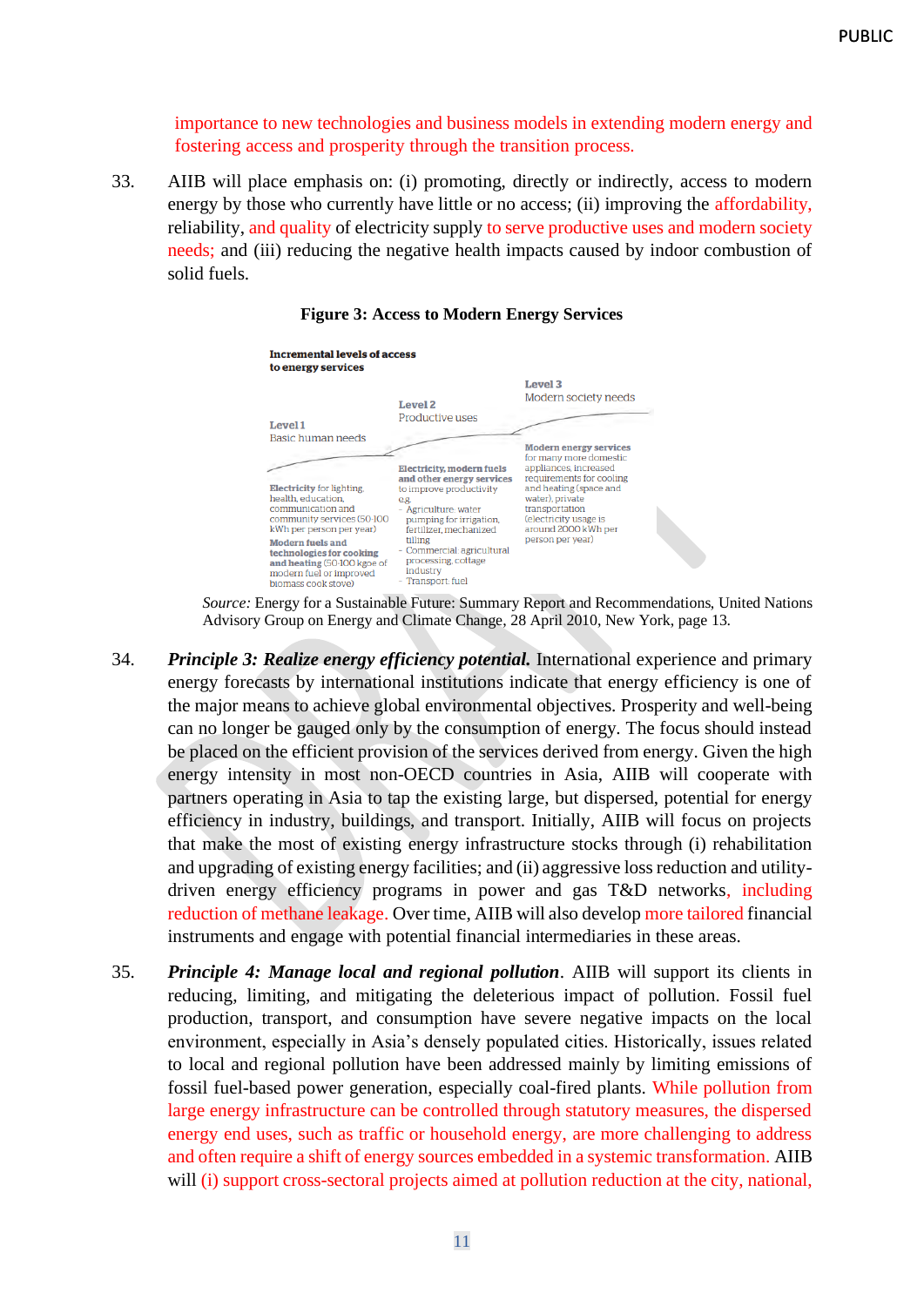importance to new technologies and business models in extending modern energy and fostering access and prosperity through the transition process.

33. AIIB will place emphasis on: (i) promoting, directly or indirectly, access to modern energy by those who currently have little or no access; (ii) improving the affordability, reliability, and quality of electricity supply to serve productive uses and modern society needs; and (iii) reducing the negative health impacts caused by indoor combustion of solid fuels.

**Figure 3: Access to Modern Energy Services**

**Incremental levels of access to energy services**

**Level 1** Basic human needs

**Electricity** for lighting, health, education, communication and community services (50-100 kWh per person per year)

**Modern fuels and technologies for cooking and heating** (50-100 kgoe of modern fuel or improved biomass cook stove)

**Level 2** Productive uses

**Electricity, modern fuels and other energy services** to improve productivity e.g.

- Agriculture: water pumping for irrigation, fertilizer, mechanized tilling
- Commercial: agricultural processing, cottage industry
- Transport: fuel

**Level 3** Modern society needs

**Modern energy services** for many more domestic appliances, increased requirements for cooling and heating (space and water), private transportation (electricity usage is around 2000 kWh per person per year)

*Source:* Energy for a Sustainable Future: Summary Report and Recommendations, United Nations Advisory Group on Energy and Climate Change, 28 April 2010, New York, page 13.

34. ***Principle 3: Realize energy efficiency potential.*** International experience and primary energy forecasts by international institutions indicate that energy efficiency is one of the major means to achieve global environmental objectives. Prosperity and well-being can no longer be gauged only by the consumption of energy. The focus should instead be placed on the efficient provision of the services derived from energy. Given the high energy intensity in most non-OECD countries in Asia, AIIB will cooperate with partners operating in Asia to tap the existing large, but dispersed, potential for energy efficiency in industry, buildings, and transport. Initially, AIIB will focus on projects that make the most of existing energy infrastructure stocks through (i) rehabilitation and upgrading of existing energy facilities; and (ii) aggressive loss reduction and utility-driven energy efficiency programs in power and gas T&D networks, including reduction of methane leakage. Over time, AIIB will also develop more tailored financial instruments and engage with potential financial intermediaries in these areas.

35. ***Principle 4: Manage local and regional pollution***. AIIB will support its clients in reducing, limiting, and mitigating the deleterious impact of pollution. Fossil fuel production, transport, and consumption have severe negative impacts on the local environment, especially in Asia's densely populated cities. Historically, issues related to local and regional pollution have been addressed mainly by limiting emissions of fossil fuel-based power generation, especially coal-fired plants. While pollution from large energy infrastructure can be controlled through statutory measures, the dispersed energy end uses, such as traffic or household energy, are more challenging to address and often require a shift of energy sources embedded in a systemic transformation. AIIB will (i) support cross-sectoral projects aimed at pollution reduction at the city, national,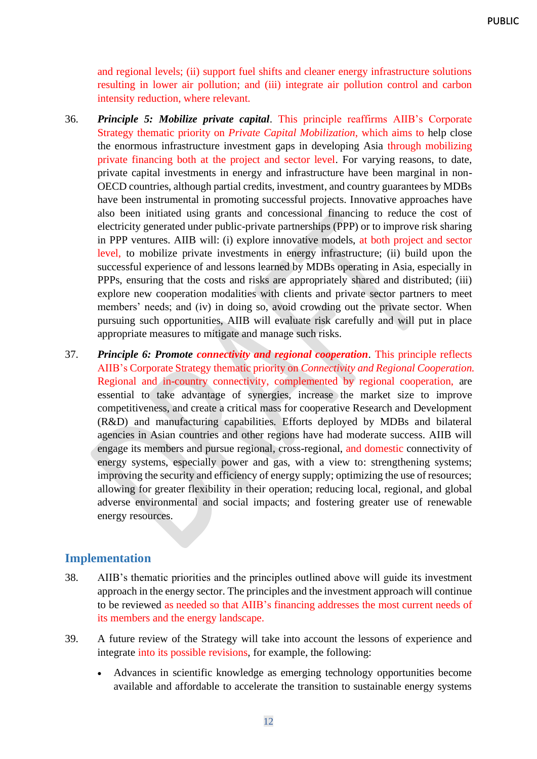and regional levels; (ii) support fuel shifts and cleaner energy infrastructure solutions resulting in lower air pollution; and (iii) integrate air pollution control and carbon intensity reduction, where relevant.

36. ***Principle 5: Mobilize private capital***. This principle reaffirms AIIB's Corporate Strategy thematic priority on *Private Capital Mobilization*, which aims to help close the enormous infrastructure investment gaps in developing Asia through mobilizing private financing both at the project and sector level. For varying reasons, to date, private capital investments in energy and infrastructure have been marginal in non-OECD countries, although partial credits, investment, and country guarantees by MDBs have been instrumental in promoting successful projects. Innovative approaches have also been initiated using grants and concessional financing to reduce the cost of electricity generated under public-private partnerships (PPP) or to improve risk sharing in PPP ventures. AIIB will: (i) explore innovative models, at both project and sector level, to mobilize private investments in energy infrastructure; (ii) build upon the successful experience of and lessons learned by MDBs operating in Asia, especially in PPPs, ensuring that the costs and risks are appropriately shared and distributed; (iii) explore new cooperation modalities with clients and private sector partners to meet members' needs; and (iv) in doing so, avoid crowding out the private sector. When pursuing such opportunities, AIIB will evaluate risk carefully and will put in place appropriate measures to mitigate and manage such risks.

37. ***Principle 6: Promote connectivity and regional cooperation***. This principle reflects AIIB's Corporate Strategy thematic priority on *Connectivity and Regional Cooperation.* Regional and in-country connectivity, complemented by regional cooperation, are essential to take advantage of synergies, increase the market size to improve competitiveness, and create a critical mass for cooperative Research and Development (R&D) and manufacturing capabilities. Efforts deployed by MDBs and bilateral agencies in Asian countries and other regions have had moderate success. AIIB will engage its members and pursue regional, cross-regional, and domestic connectivity of energy systems, especially power and gas, with a view to: strengthening systems; improving the security and efficiency of energy supply; optimizing the use of resources; allowing for greater flexibility in their operation; reducing local, regional, and global adverse environmental and social impacts; and fostering greater use of renewable energy resources.

## Implementation

38. AIIB's thematic priorities and the principles outlined above will guide its investment approach in the energy sector. The principles and the investment approach will continue to be reviewed as needed so that AIIB's financing addresses the most current needs of its members and the energy landscape.

39. A future review of the Strategy will take into account the lessons of experience and integrate into its possible revisions, for example, the following:

- Advances in scientific knowledge as emerging technology opportunities become available and affordable to accelerate the transition to sustainable energy systems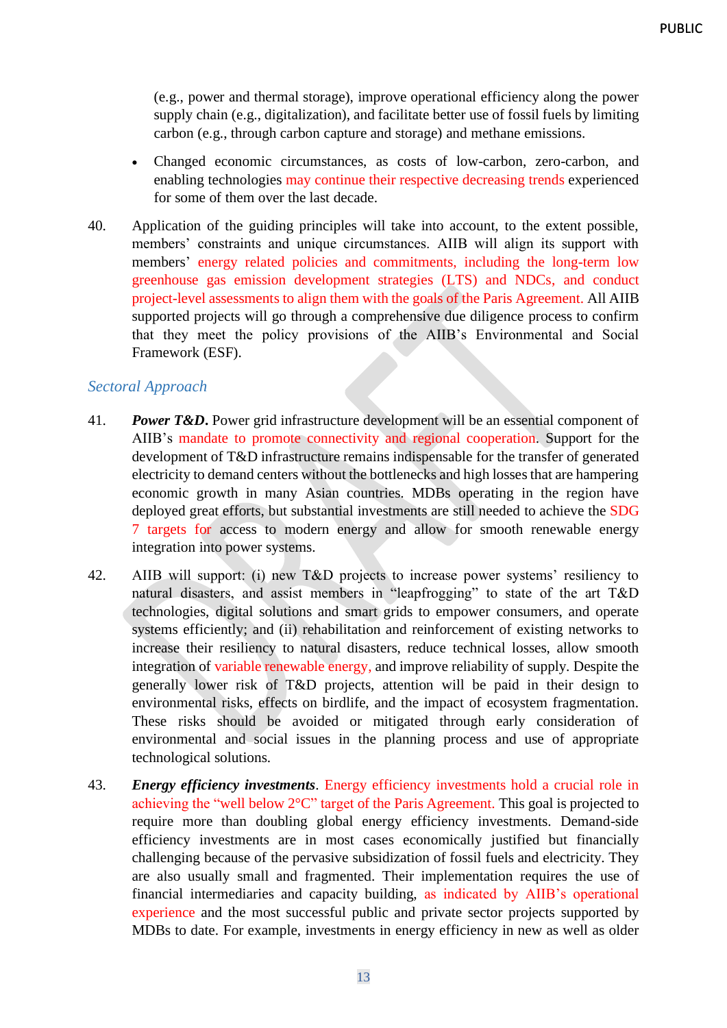(e.g., power and thermal storage), improve operational efficiency along the power supply chain (e.g., digitalization), and facilitate better use of fossil fuels by limiting carbon (e.g., through carbon capture and storage) and methane emissions.

- Changed economic circumstances, as costs of low-carbon, zero-carbon, and enabling technologies may continue their respective decreasing trends experienced for some of them over the last decade.

40. Application of the guiding principles will take into account, to the extent possible, members' constraints and unique circumstances. AIIB will align its support with members' energy related policies and commitments, including the long-term low greenhouse gas emission development strategies (LTS) and NDCs, and conduct project-level assessments to align them with the goals of the Paris Agreement. All AIIB supported projects will go through a comprehensive due diligence process to confirm that they meet the policy provisions of the AIIB's Environmental and Social Framework (ESF).

### *Sectoral Approach*

41. ***Power T&D.*** Power grid infrastructure development will be an essential component of AIIB's mandate to promote connectivity and regional cooperation. Support for the development of T&D infrastructure remains indispensable for the transfer of generated electricity to demand centers without the bottlenecks and high losses that are hampering economic growth in many Asian countries. MDBs operating in the region have deployed great efforts, but substantial investments are still needed to achieve the SDG 7 targets for access to modern energy and allow for smooth renewable energy integration into power systems.

42. AIIB will support: (i) new T&D projects to increase power systems' resiliency to natural disasters, and assist members in "leapfrogging" to state of the art T&D technologies, digital solutions and smart grids to empower consumers, and operate systems efficiently; and (ii) rehabilitation and reinforcement of existing networks to increase their resiliency to natural disasters, reduce technical losses, allow smooth integration of variable renewable energy, and improve reliability of supply. Despite the generally lower risk of T&D projects, attention will be paid in their design to environmental risks, effects on birdlife, and the impact of ecosystem fragmentation. These risks should be avoided or mitigated through early consideration of environmental and social issues in the planning process and use of appropriate technological solutions.

43. ***Energy efficiency investments***. Energy efficiency investments hold a crucial role in achieving the "well below 2°C" target of the Paris Agreement. This goal is projected to require more than doubling global energy efficiency investments. Demand-side efficiency investments are in most cases economically justified but financially challenging because of the pervasive subsidization of fossil fuels and electricity. They are also usually small and fragmented. Their implementation requires the use of financial intermediaries and capacity building, as indicated by AIIB's operational experience and the most successful public and private sector projects supported by MDBs to date. For example, investments in energy efficiency in new as well as older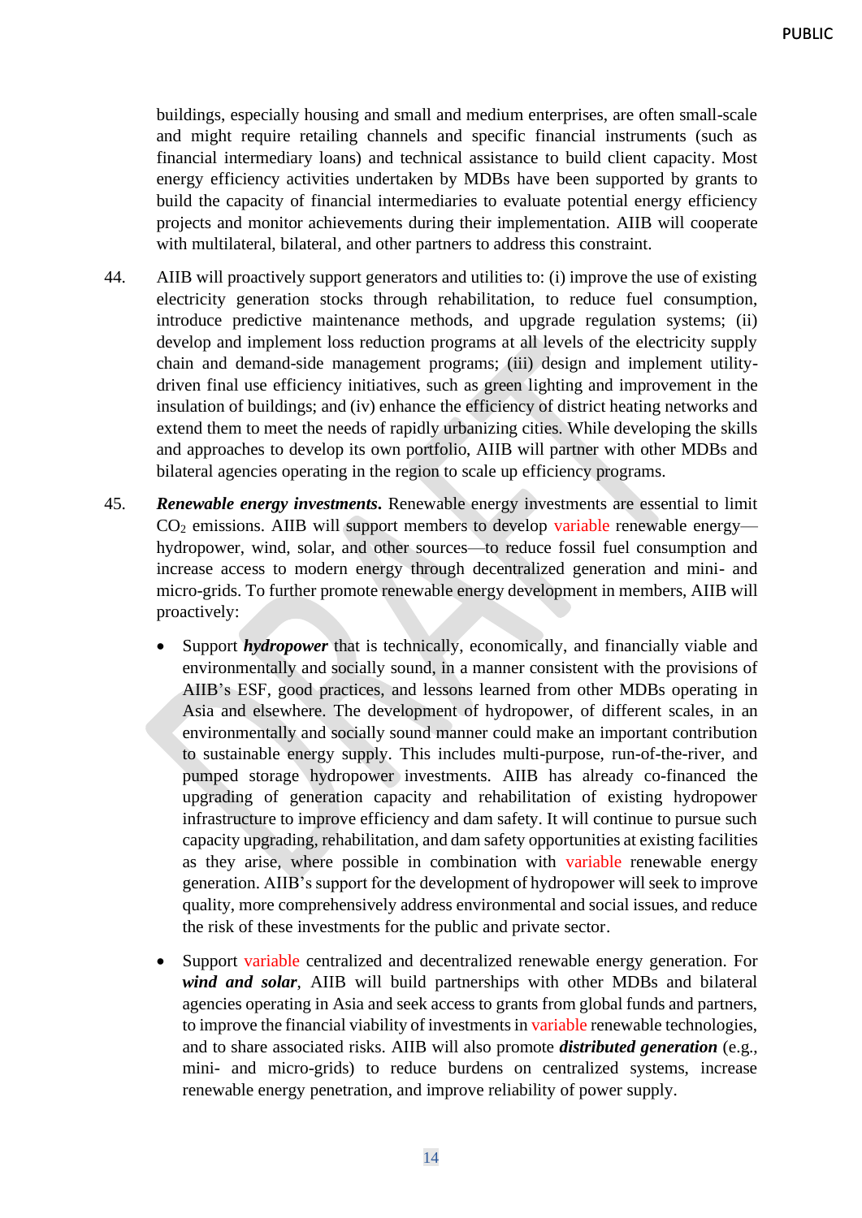buildings, especially housing and small and medium enterprises, are often small-scale and might require retailing channels and specific financial instruments (such as financial intermediary loans) and technical assistance to build client capacity. Most energy efficiency activities undertaken by MDBs have been supported by grants to build the capacity of financial intermediaries to evaluate potential energy efficiency projects and monitor achievements during their implementation. AIIB will cooperate with multilateral, bilateral, and other partners to address this constraint.

44. AIIB will proactively support generators and utilities to: (i) improve the use of existing electricity generation stocks through rehabilitation, to reduce fuel consumption, introduce predictive maintenance methods, and upgrade regulation systems; (ii) develop and implement loss reduction programs at all levels of the electricity supply chain and demand-side management programs; (iii) design and implement utility-driven final use efficiency initiatives, such as green lighting and improvement in the insulation of buildings; and (iv) enhance the efficiency of district heating networks and extend them to meet the needs of rapidly urbanizing cities. While developing the skills and approaches to develop its own portfolio, AIIB will partner with other MDBs and bilateral agencies operating in the region to scale up efficiency programs.

45. ***Renewable energy investments.*** Renewable energy investments are essential to limit $CO_2$ emissions. AIIB will support members to develop variable renewable energy—hydropower, wind, solar, and other sources—to reduce fossil fuel consumption and increase access to modern energy through decentralized generation and mini- and micro-grids. To further promote renewable energy development in members, AIIB will proactively:

- Support ***hydropower*** that is technically, economically, and financially viable and environmentally and socially sound, in a manner consistent with the provisions of AIIB's ESF, good practices, and lessons learned from other MDBs operating in Asia and elsewhere. The development of hydropower, of different scales, in an environmentally and socially sound manner could make an important contribution to sustainable energy supply. This includes multi-purpose, run-of-the-river, and pumped storage hydropower investments. AIIB has already co-financed the upgrading of generation capacity and rehabilitation of existing hydropower infrastructure to improve efficiency and dam safety. It will continue to pursue such capacity upgrading, rehabilitation, and dam safety opportunities at existing facilities as they arise, where possible in combination with variable renewable energy generation. AIIB's support for the development of hydropower will seek to improve quality, more comprehensively address environmental and social issues, and reduce the risk of these investments for the public and private sector.

- Support variable centralized and decentralized renewable energy generation. For ***wind and solar***, AIIB will build partnerships with other MDBs and bilateral agencies operating in Asia and seek access to grants from global funds and partners, to improve the financial viability of investments in variable renewable technologies, and to share associated risks. AIIB will also promote ***distributed generation*** (e.g., mini- and micro-grids) to reduce burdens on centralized systems, increase renewable energy penetration, and improve reliability of power supply.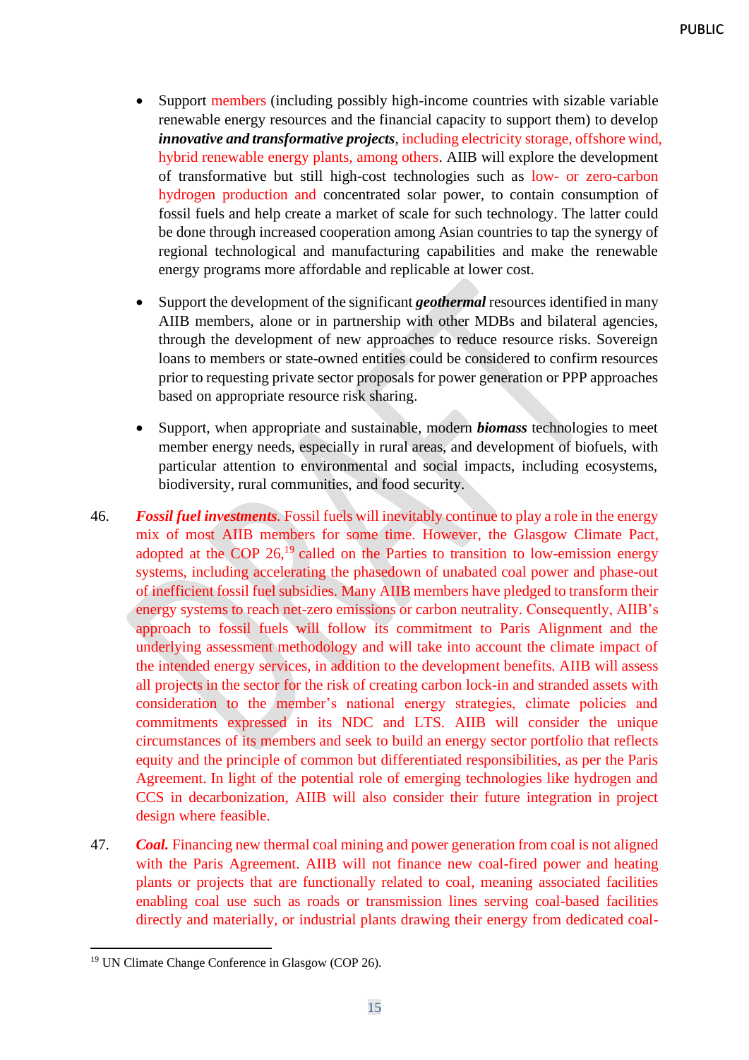- Support members (including possibly high-income countries with sizable variable renewable energy resources and the financial capacity to support them) to develop ***innovative and transformative projects***, including electricity storage, offshore wind, hybrid renewable energy plants, among others. AIIB will explore the development of transformative but still high-cost technologies such as low- or zero-carbon hydrogen production and concentrated solar power, to contain consumption of fossil fuels and help create a market of scale for such technology. The latter could be done through increased cooperation among Asian countries to tap the synergy of regional technological and manufacturing capabilities and make the renewable energy programs more affordable and replicable at lower cost.

- Support the development of the significant ***geothermal*** resources identified in many AIIB members, alone or in partnership with other MDBs and bilateral agencies, through the development of new approaches to reduce resource risks. Sovereign loans to members or state-owned entities could be considered to confirm resources prior to requesting private sector proposals for power generation or PPP approaches based on appropriate resource risk sharing.

- Support, when appropriate and sustainable, modern ***biomass*** technologies to meet member energy needs, especially in rural areas, and development of biofuels, with particular attention to environmental and social impacts, including ecosystems, biodiversity, rural communities, and food security.

46. ***Fossil fuel investments***. Fossil fuels will inevitably continue to play a role in the energy mix of most AIIB members for some time. However, the Glasgow Climate Pact, adopted at the COP 26,[19] called on the Parties to transition to low-emission energy systems, including accelerating the phasedown of unabated coal power and phase-out of inefficient fossil fuel subsidies. Many AIIB members have pledged to transform their energy systems to reach net-zero emissions or carbon neutrality. Consequently, AIIB's approach to fossil fuels will follow its commitment to Paris Alignment and the underlying assessment methodology and will take into account the climate impact of the intended energy services, in addition to the development benefits. AIIB will assess all projects in the sector for the risk of creating carbon lock-in and stranded assets with consideration to the member's national energy strategies, climate policies and commitments expressed in its NDC and LTS. AIIB will consider the unique circumstances of its members and seek to build an energy sector portfolio that reflects equity and the principle of common but differentiated responsibilities, as per the Paris Agreement. In light of the potential role of emerging technologies like hydrogen and CCS in decarbonization, AIIB will also consider their future integration in project design where feasible.

47. ***Coal.*** Financing new thermal coal mining and power generation from coal is not aligned with the Paris Agreement. AIIB will not finance new coal-fired power and heating plants or projects that are functionally related to coal, meaning associated facilities enabling coal use such as roads or transmission lines serving coal-based facilities directly and materially, or industrial plants drawing their energy from dedicated coal-

[19] UN Climate Change Conference in Glasgow (COP 26).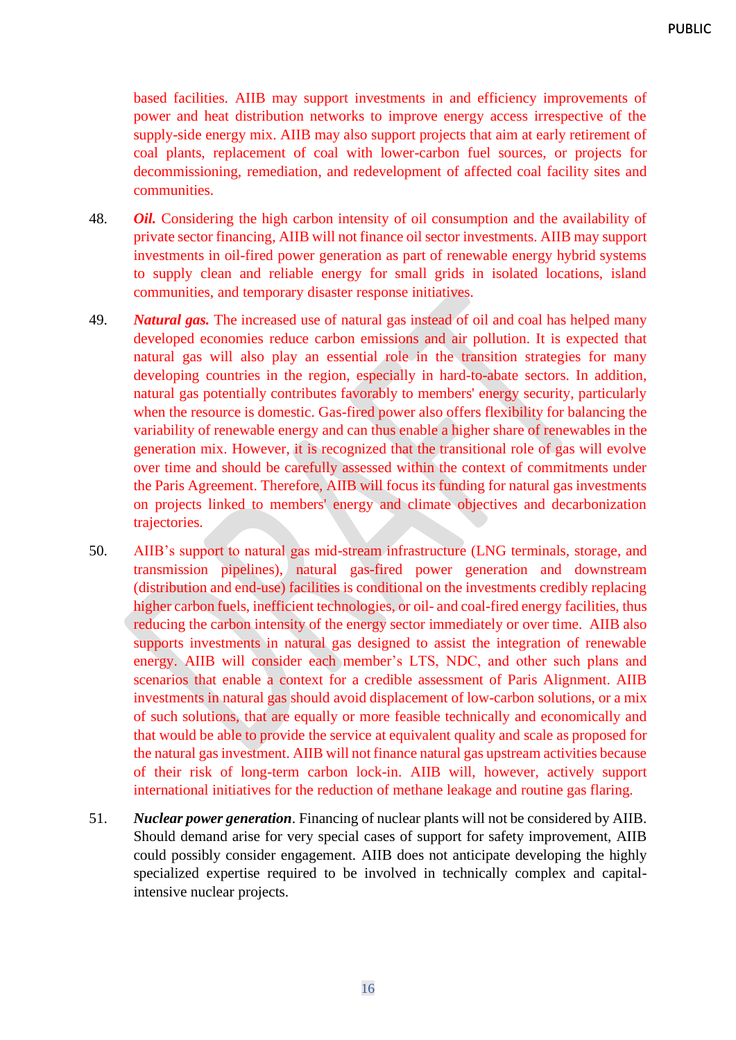based facilities. AIIB may support investments in and efficiency improvements of power and heat distribution networks to improve energy access irrespective of the supply-side energy mix. AIIB may also support projects that aim at early retirement of coal plants, replacement of coal with lower-carbon fuel sources, or projects for decommissioning, remediation, and redevelopment of affected coal facility sites and communities.

48. ***Oil.*** Considering the high carbon intensity of oil consumption and the availability of private sector financing, AIIB will not finance oil sector investments. AIIB may support investments in oil-fired power generation as part of renewable energy hybrid systems to supply clean and reliable energy for small grids in isolated locations, island communities, and temporary disaster response initiatives.

49. ***Natural gas.*** The increased use of natural gas instead of oil and coal has helped many developed economies reduce carbon emissions and air pollution. It is expected that natural gas will also play an essential role in the transition strategies for many developing countries in the region, especially in hard-to-abate sectors. In addition, natural gas potentially contributes favorably to members' energy security, particularly when the resource is domestic. Gas-fired power also offers flexibility for balancing the variability of renewable energy and can thus enable a higher share of renewables in the generation mix. However, it is recognized that the transitional role of gas will evolve over time and should be carefully assessed within the context of commitments under the Paris Agreement. Therefore, AIIB will focus its funding for natural gas investments on projects linked to members' energy and climate objectives and decarbonization trajectories.

50. AIIB's support to natural gas mid-stream infrastructure (LNG terminals, storage, and transmission pipelines), natural gas-fired power generation and downstream (distribution and end-use) facilities is conditional on the investments credibly replacing higher carbon fuels, inefficient technologies, or oil- and coal-fired energy facilities, thus reducing the carbon intensity of the energy sector immediately or over time. AIIB also supports investments in natural gas designed to assist the integration of renewable energy. AIIB will consider each member's LTS, NDC, and other such plans and scenarios that enable a context for a credible assessment of Paris Alignment. AIIB investments in natural gas should avoid displacement of low-carbon solutions, or a mix of such solutions, that are equally or more feasible technically and economically and that would be able to provide the service at equivalent quality and scale as proposed for the natural gas investment. AIIB will not finance natural gas upstream activities because of their risk of long-term carbon lock-in. AIIB will, however, actively support international initiatives for the reduction of methane leakage and routine gas flaring.

51. ***Nuclear power generation***. Financing of nuclear plants will not be considered by AIIB. Should demand arise for very special cases of support for safety improvement, AIIB could possibly consider engagement. AIIB does not anticipate developing the highly specialized expertise required to be involved in technically complex and capital-intensive nuclear projects.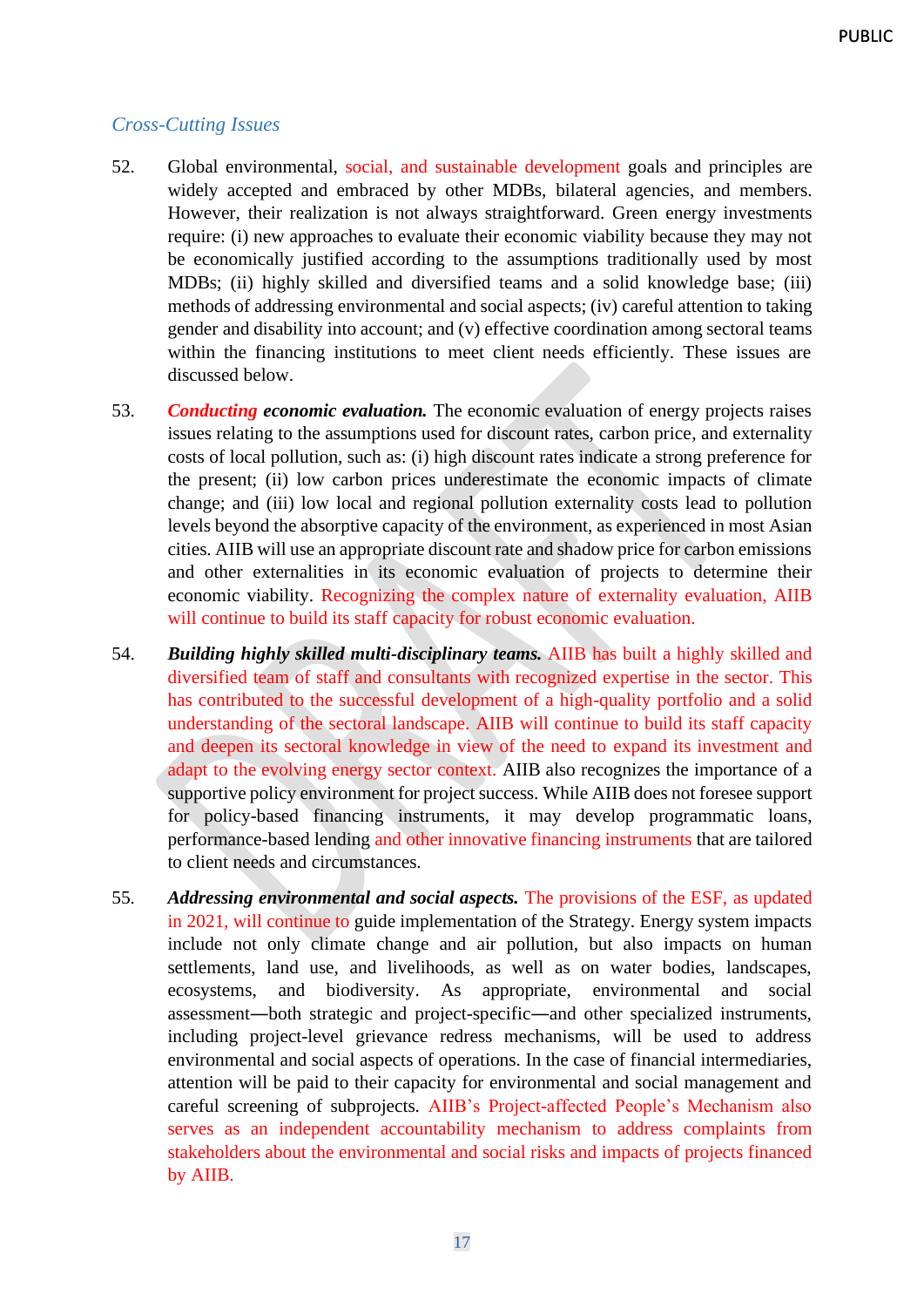### *Cross-Cutting Issues*

52. Global environmental, social, and sustainable development goals and principles are widely accepted and embraced by other MDBs, bilateral agencies, and members. However, their realization is not always straightforward. Green energy investments require: (i) new approaches to evaluate their economic viability because they may not be economically justified according to the assumptions traditionally used by most MDBs; (ii) highly skilled and diversified teams and a solid knowledge base; (iii) methods of addressing environmental and social aspects; (iv) careful attention to taking gender and disability into account; and (v) effective coordination among sectoral teams within the financing institutions to meet client needs efficiently. These issues are discussed below.

53. ***Conducting economic evaluation.*** The economic evaluation of energy projects raises issues relating to the assumptions used for discount rates, carbon price, and externality costs of local pollution, such as: (i) high discount rates indicate a strong preference for the present; (ii) low carbon prices underestimate the economic impacts of climate change; and (iii) low local and regional pollution externality costs lead to pollution levels beyond the absorptive capacity of the environment, as experienced in most Asian cities. AIIB will use an appropriate discount rate and shadow price for carbon emissions and other externalities in its economic evaluation of projects to determine their economic viability. Recognizing the complex nature of externality evaluation, AIIB will continue to build its staff capacity for robust economic evaluation.

54. ***Building highly skilled multi-disciplinary teams.*** AIIB has built a highly skilled and diversified team of staff and consultants with recognized expertise in the sector. This has contributed to the successful development of a high-quality portfolio and a solid understanding of the sectoral landscape. AIIB will continue to build its staff capacity and deepen its sectoral knowledge in view of the need to expand its investment and adapt to the evolving energy sector context. AIIB also recognizes the importance of a supportive policy environment for project success. While AIIB does not foresee support for policy-based financing instruments, it may develop programmatic loans, performance-based lending and other innovative financing instruments that are tailored to client needs and circumstances.

55. ***Addressing environmental and social aspects.*** The provisions of the ESF, as updated in 2021, will continue to guide implementation of the Strategy. Energy system impacts include not only climate change and air pollution, but also impacts on human settlements, land use, and livelihoods, as well as on water bodies, landscapes, ecosystems, and biodiversity. As appropriate, environmental and social assessment—both strategic and project-specific—and other specialized instruments, including project-level grievance redress mechanisms, will be used to address environmental and social aspects of operations. In the case of financial intermediaries, attention will be paid to their capacity for environmental and social management and careful screening of subprojects. AIIB's Project-affected People's Mechanism also serves as an independent accountability mechanism to address complaints from stakeholders about the environmental and social risks and impacts of projects financed by AIIB.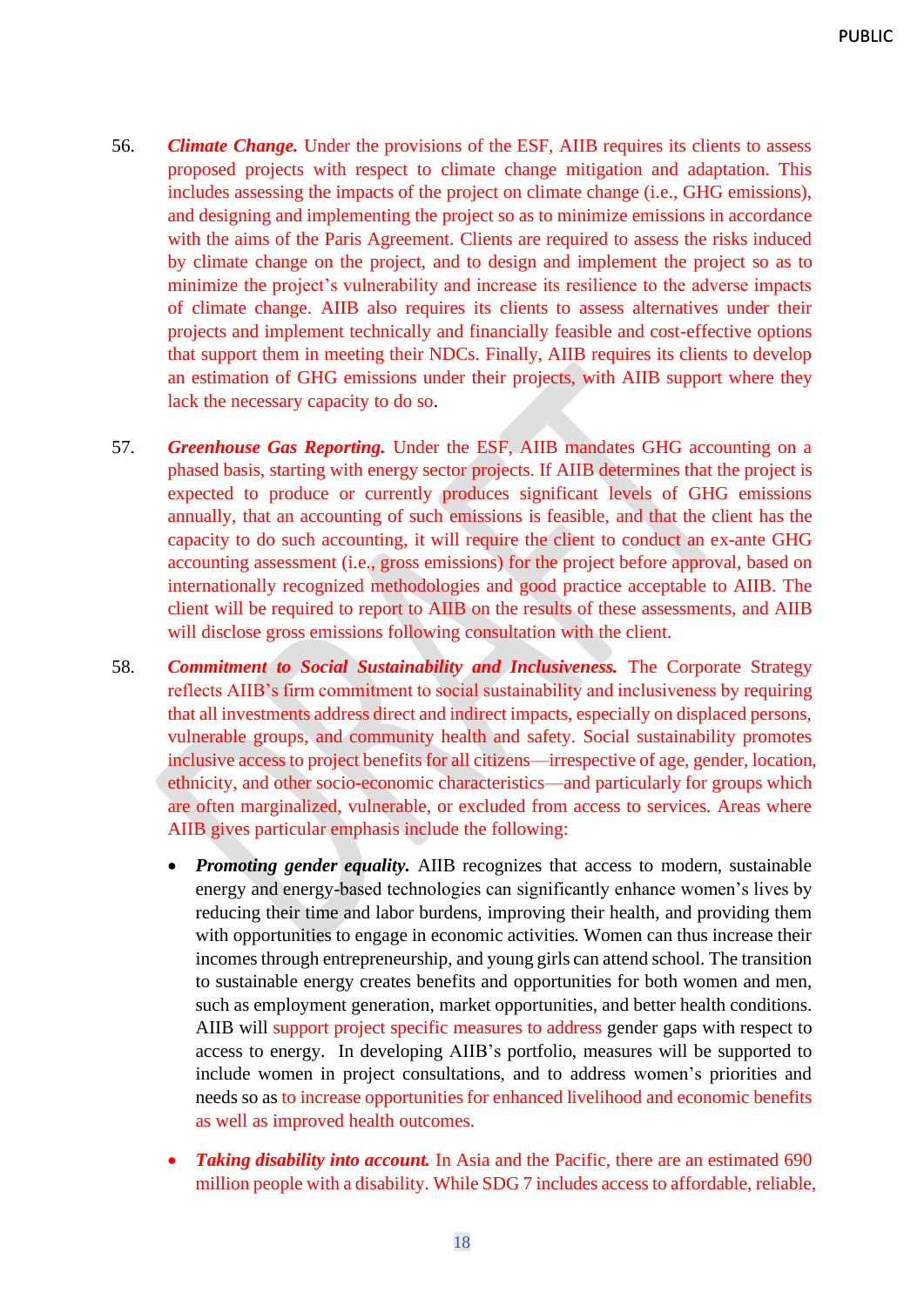56. ***Climate Change.*** Under the provisions of the ESF, AIIB requires its clients to assess proposed projects with respect to climate change mitigation and adaptation. This includes assessing the impacts of the project on climate change (i.e., GHG emissions), and designing and implementing the project so as to minimize emissions in accordance with the aims of the Paris Agreement. Clients are required to assess the risks induced by climate change on the project, and to design and implement the project so as to minimize the project's vulnerability and increase its resilience to the adverse impacts of climate change. AIIB also requires its clients to assess alternatives under their projects and implement technically and financially feasible and cost-effective options that support them in meeting their NDCs. Finally, AIIB requires its clients to develop an estimation of GHG emissions under their projects, with AIIB support where they lack the necessary capacity to do so.

57. ***Greenhouse Gas Reporting.*** Under the ESF, AIIB mandates GHG accounting on a phased basis, starting with energy sector projects. If AIIB determines that the project is expected to produce or currently produces significant levels of GHG emissions annually, that an accounting of such emissions is feasible, and that the client has the capacity to do such accounting, it will require the client to conduct an ex-ante GHG accounting assessment (i.e., gross emissions) for the project before approval, based on internationally recognized methodologies and good practice acceptable to AIIB. The client will be required to report to AIIB on the results of these assessments, and AIIB will disclose gross emissions following consultation with the client.

58. ***Commitment to Social Sustainability and Inclusiveness.*** The Corporate Strategy reflects AIIB's firm commitment to social sustainability and inclusiveness by requiring that all investments address direct and indirect impacts, especially on displaced persons, vulnerable groups, and community health and safety. Social sustainability promotes inclusive access to project benefits for all citizens—irrespective of age, gender, location, ethnicity, and other socio-economic characteristics—and particularly for groups which are often marginalized, vulnerable, or excluded from access to services. Areas where AIIB gives particular emphasis include the following:

- ***Promoting gender equality.*** AIIB recognizes that access to modern, sustainable energy and energy-based technologies can significantly enhance women's lives by reducing their time and labor burdens, improving their health, and providing them with opportunities to engage in economic activities. Women can thus increase their incomes through entrepreneurship, and young girls can attend school. The transition to sustainable energy creates benefits and opportunities for both women and men, such as employment generation, market opportunities, and better health conditions. AIIB will support project specific measures to address gender gaps with respect to access to energy. In developing AIIB's portfolio, measures will be supported to include women in project consultations, and to address women's priorities and needs so as to increase opportunities for enhanced livelihood and economic benefits as well as improved health outcomes.

- ***Taking disability into account.*** In Asia and the Pacific, there are an estimated 690 million people with a disability. While SDG 7 includes access to affordable, reliable,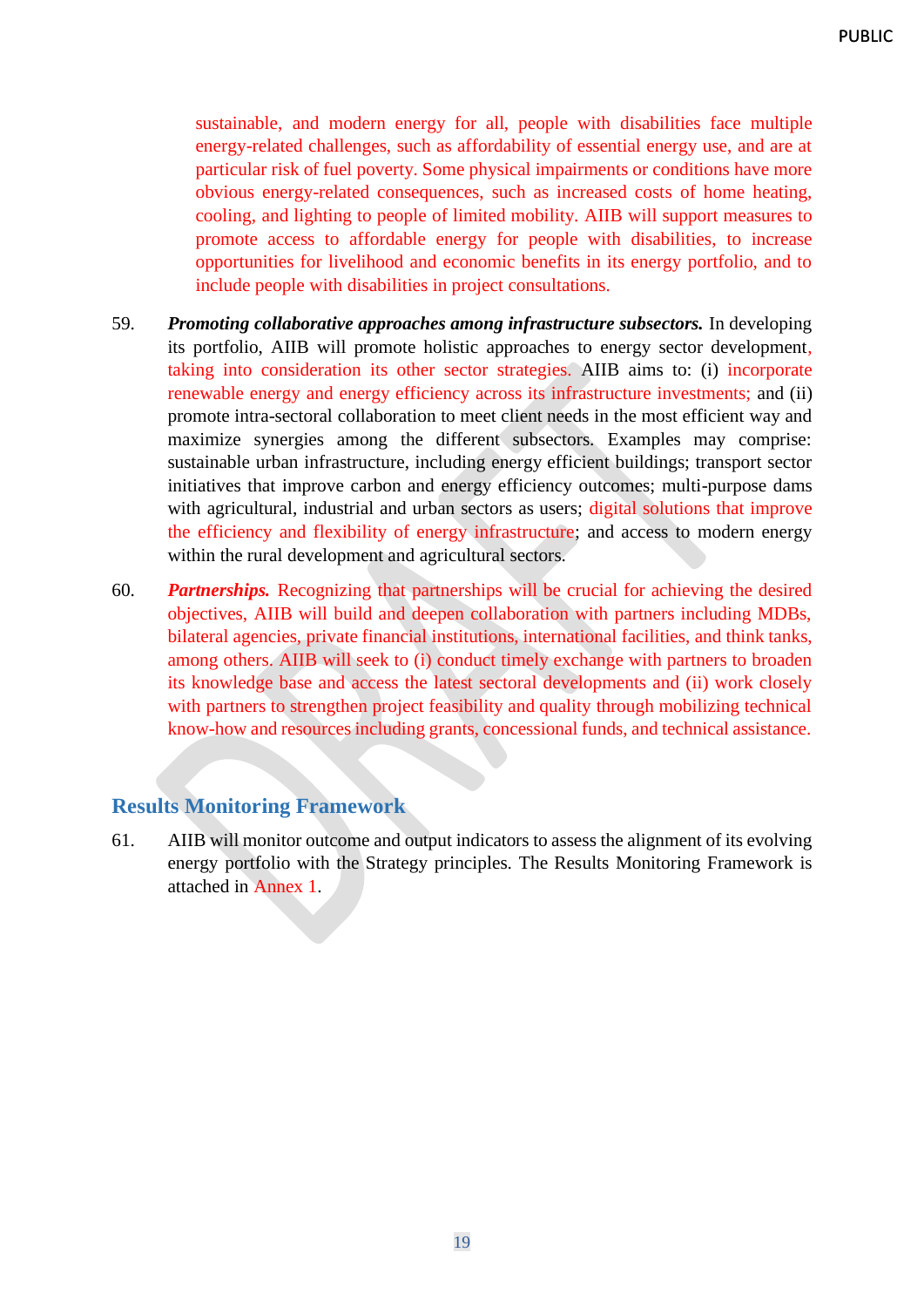sustainable, and modern energy for all, people with disabilities face multiple energy-related challenges, such as affordability of essential energy use, and are at particular risk of fuel poverty. Some physical impairments or conditions have more obvious energy-related consequences, such as increased costs of home heating, cooling, and lighting to people of limited mobility. AIIB will support measures to promote access to affordable energy for people with disabilities, to increase opportunities for livelihood and economic benefits in its energy portfolio, and to include people with disabilities in project consultations.

59. ***Promoting collaborative approaches among infrastructure subsectors.*** In developing its portfolio, AIIB will promote holistic approaches to energy sector development, taking into consideration its other sector strategies. AIIB aims to: (i) incorporate renewable energy and energy efficiency across its infrastructure investments; and (ii) promote intra-sectoral collaboration to meet client needs in the most efficient way and maximize synergies among the different subsectors. Examples may comprise: sustainable urban infrastructure, including energy efficient buildings; transport sector initiatives that improve carbon and energy efficiency outcomes; multi-purpose dams with agricultural, industrial and urban sectors as users; digital solutions that improve the efficiency and flexibility of energy infrastructure; and access to modern energy within the rural development and agricultural sectors.

60. ***Partnerships.*** Recognizing that partnerships will be crucial for achieving the desired objectives, AIIB will build and deepen collaboration with partners including MDBs, bilateral agencies, private financial institutions, international facilities, and think tanks, among others. AIIB will seek to (i) conduct timely exchange with partners to broaden its knowledge base and access the latest sectoral developments and (ii) work closely with partners to strengthen project feasibility and quality through mobilizing technical know-how and resources including grants, concessional funds, and technical assistance.

## Results Monitoring Framework

61. AIIB will monitor outcome and output indicators to assess the alignment of its evolving energy portfolio with the Strategy principles. The Results Monitoring Framework is attached in Annex 1.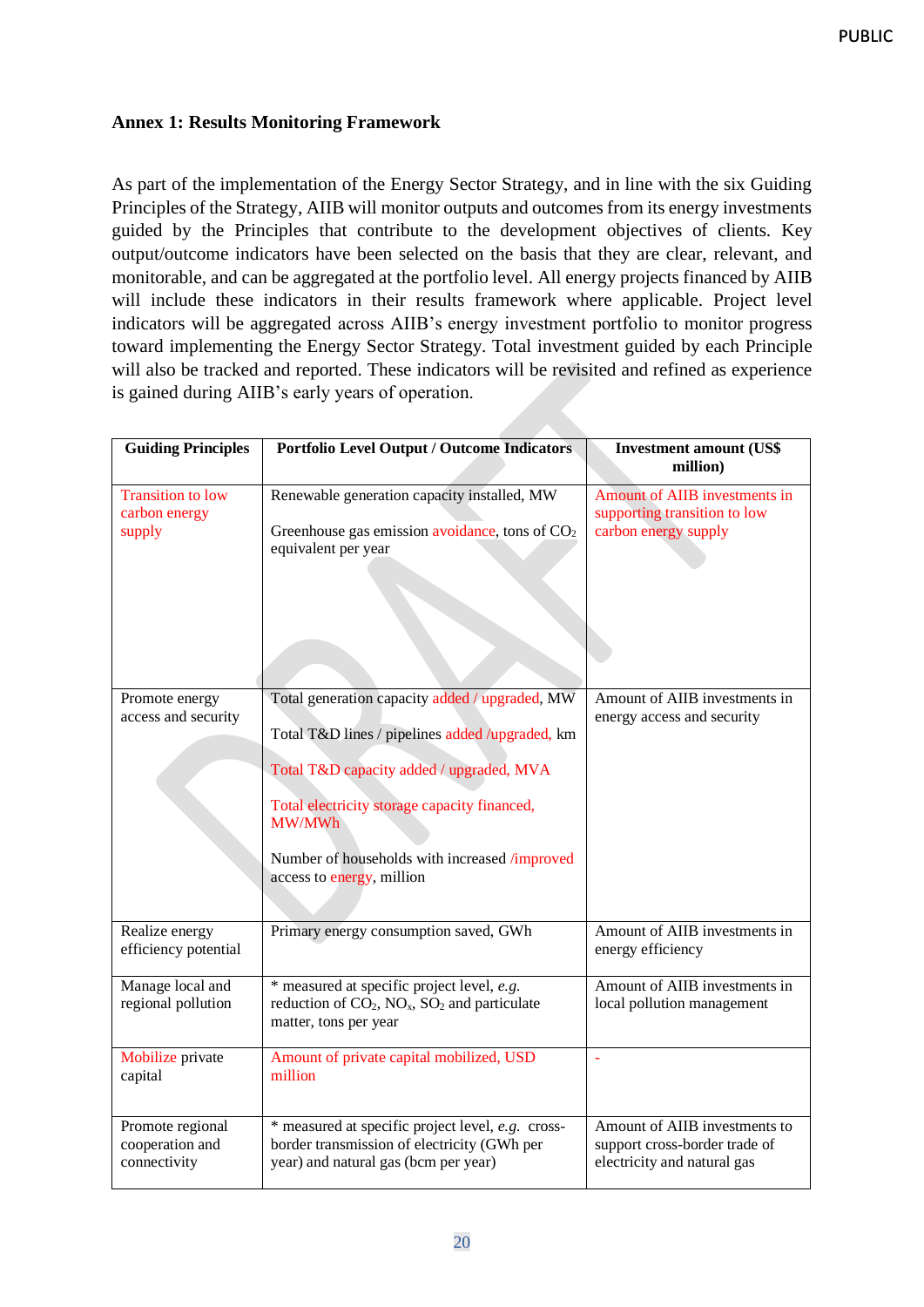**Annex 1: Results Monitoring Framework**

As part of the implementation of the Energy Sector Strategy, and in line with the six Guiding Principles of the Strategy, AIIB will monitor outputs and outcomes from its energy investments guided by the Principles that contribute to the development objectives of clients. Key output/outcome indicators have been selected on the basis that they are clear, relevant, and monitorable, and can be aggregated at the portfolio level. All energy projects financed by AIIB will include these indicators in their results framework where applicable. Project level indicators will be aggregated across AIIB's energy investment portfolio to monitor progress toward implementing the Energy Sector Strategy. Total investment guided by each Principle will also be tracked and reported. These indicators will be revisited and refined as experience is gained during AIIB's early years of operation.

| Guiding Principles | Portfolio Level Output / Outcome Indicators | Investment amount (US$ million) |
|---|---|---|
| Transition to low carbon energy supply | Renewable generation capacity installed, MW<br><br>Greenhouse gas emission avoidance, tons of $CO_2$ equivalent per year | Amount of AIIB investments in supporting transition to low carbon energy supply |
| Promote energy access and security | Total generation capacity added / upgraded, MW<br><br>Total T&D lines / pipelines added /upgraded, km<br><br>Total T&D capacity added / upgraded, MVA<br><br>Total electricity storage capacity financed, MW/MWh<br><br>Number of households with increased /improved access to energy, million | Amount of AIIB investments in energy access and security |
| Realize energy efficiency potential | Primary energy consumption saved, GWh | Amount of AIIB investments in energy efficiency |
| Manage local and regional pollution | * measured at specific project level, *e.g.* reduction of $CO_2$, $NO_x$, $SO_2$ and particulate matter, tons per year | Amount of AIIB investments in local pollution management |
| Mobilize private capital | Amount of private capital mobilized, USD million | - |
| Promote regional cooperation and connectivity | * measured at specific project level, *e.g.* cross-border transmission of electricity (GWh per year) and natural gas (bcm per year) | Amount of AIIB investments to support cross-border trade of electricity and natural gas |